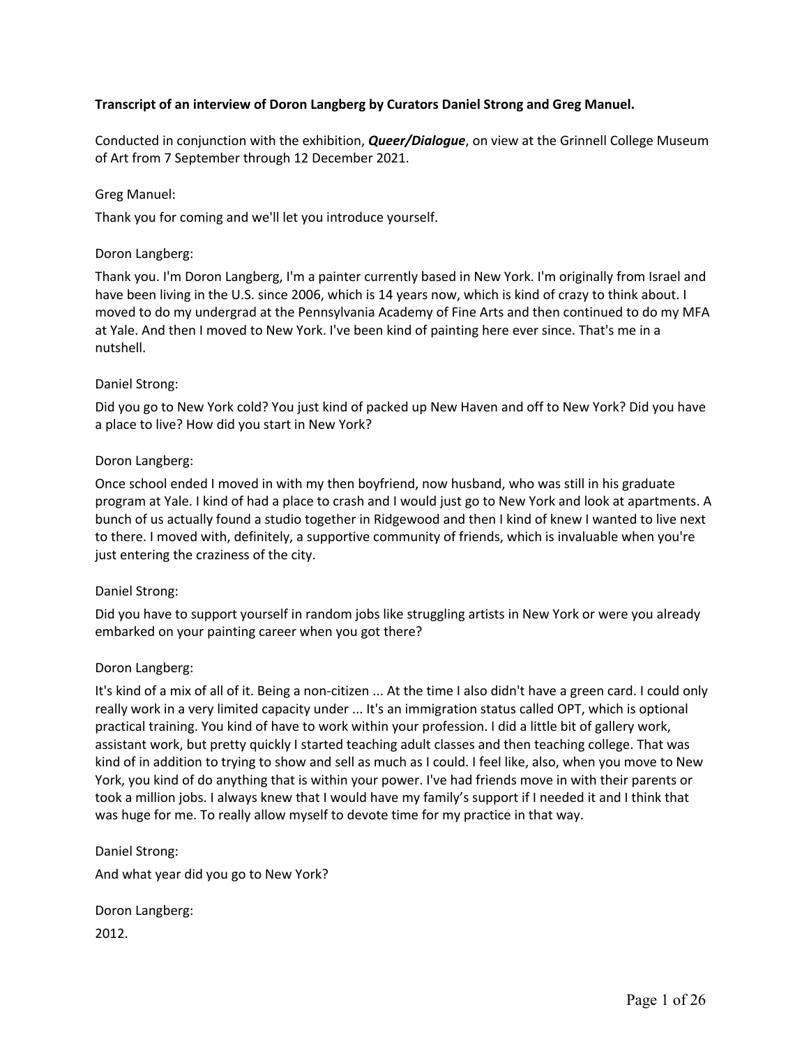**Transcript of an interview of Doron Langberg by Curators Daniel Strong and Greg Manuel.**

Conducted in conjunction with the exhibition, ***Queer/Dialogue***, on view at the Grinnell College Museum of Art from 7 September through 12 December 2021.

Greg Manuel:

Thank you for coming and we'll let you introduce yourself.

Doron Langberg:

Thank you. I'm Doron Langberg, I'm a painter currently based in New York. I'm originally from Israel and have been living in the U.S. since 2006, which is 14 years now, which is kind of crazy to think about. I moved to do my undergrad at the Pennsylvania Academy of Fine Arts and then continued to do my MFA at Yale. And then I moved to New York. I've been kind of painting here ever since. That's me in a nutshell.

Daniel Strong:

Did you go to New York cold? You just kind of packed up New Haven and off to New York? Did you have a place to live? How did you start in New York?

Doron Langberg:

Once school ended I moved in with my then boyfriend, now husband, who was still in his graduate program at Yale. I kind of had a place to crash and I would just go to New York and look at apartments. A bunch of us actually found a studio together in Ridgewood and then I kind of knew I wanted to live next to there. I moved with, definitely, a supportive community of friends, which is invaluable when you're just entering the craziness of the city.

Daniel Strong:

Did you have to support yourself in random jobs like struggling artists in New York or were you already embarked on your painting career when you got there?

Doron Langberg:

It's kind of a mix of all of it. Being a non-citizen ... At the time I also didn't have a green card. I could only really work in a very limited capacity under ... It's an immigration status called OPT, which is optional practical training. You kind of have to work within your profession. I did a little bit of gallery work, assistant work, but pretty quickly I started teaching adult classes and then teaching college. That was kind of in addition to trying to show and sell as much as I could. I feel like, also, when you move to New York, you kind of do anything that is within your power. I've had friends move in with their parents or took a million jobs. I always knew that I would have my family's support if I needed it and I think that was huge for me. To really allow myself to devote time for my practice in that way.

Daniel Strong:

And what year did you go to New York?

Doron Langberg:

2012.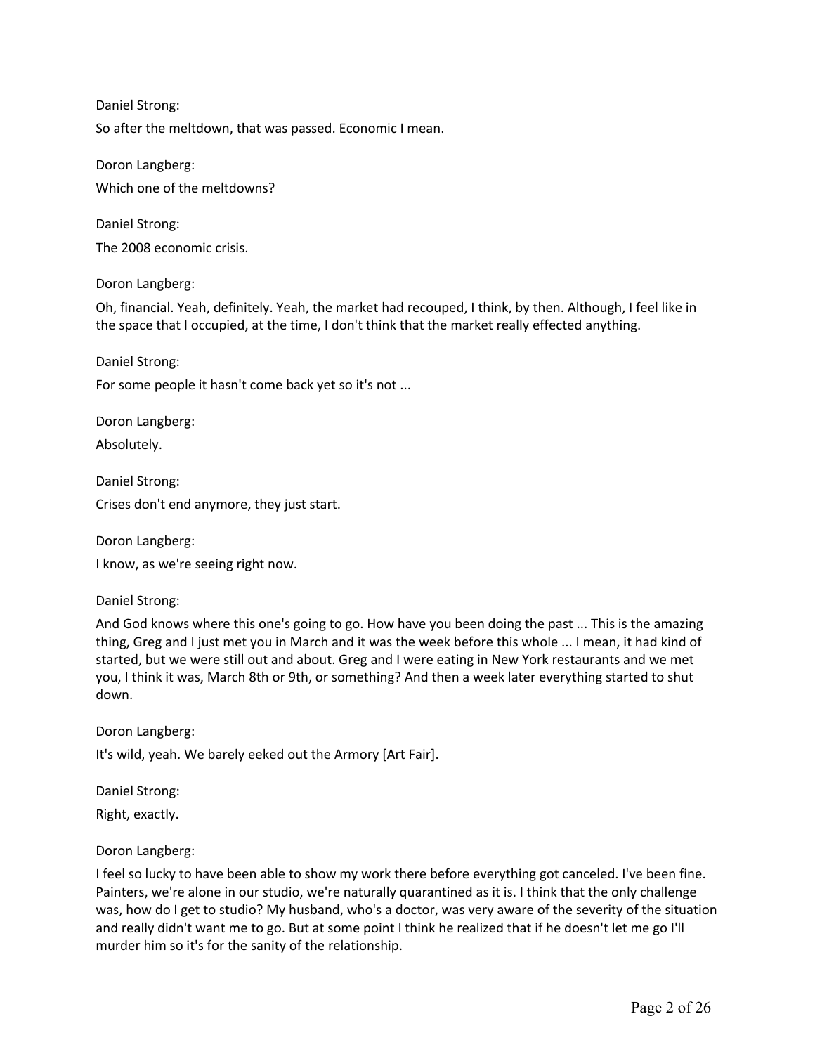Daniel Strong:

So after the meltdown, that was passed. Economic I mean.

Doron Langberg:

Which one of the meltdowns?

Daniel Strong:

The 2008 economic crisis.

Doron Langberg:

Oh, financial. Yeah, definitely. Yeah, the market had recouped, I think, by then. Although, I feel like in the space that I occupied, at the time, I don't think that the market really effected anything.

Daniel Strong:

For some people it hasn't come back yet so it's not ...

Doron Langberg:

Absolutely.

Daniel Strong:

Crises don't end anymore, they just start.

Doron Langberg:

I know, as we're seeing right now.

Daniel Strong:

And God knows where this one's going to go. How have you been doing the past ... This is the amazing thing, Greg and I just met you in March and it was the week before this whole ... I mean, it had kind of started, but we were still out and about. Greg and I were eating in New York restaurants and we met you, I think it was, March 8th or 9th, or something? And then a week later everything started to shut down.

Doron Langberg:

It's wild, yeah. We barely eeked out the Armory [Art Fair].

Daniel Strong:

Right, exactly.

Doron Langberg:

I feel so lucky to have been able to show my work there before everything got canceled. I've been fine. Painters, we're alone in our studio, we're naturally quarantined as it is. I think that the only challenge was, how do I get to studio? My husband, who's a doctor, was very aware of the severity of the situation and really didn't want me to go. But at some point I think he realized that if he doesn't let me go I'll murder him so it's for the sanity of the relationship.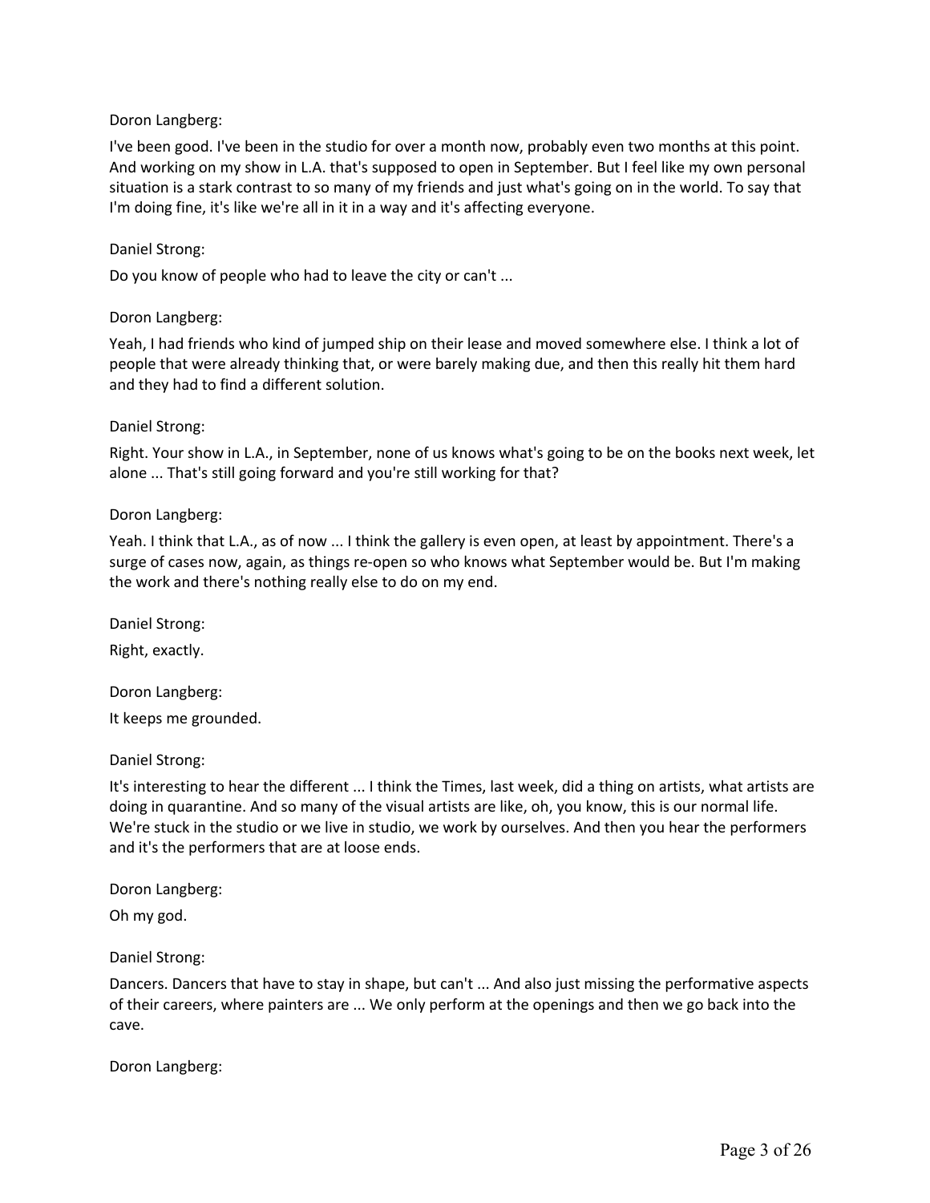Doron Langberg:

I've been good. I've been in the studio for over a month now, probably even two months at this point. And working on my show in L.A. that's supposed to open in September. But I feel like my own personal situation is a stark contrast to so many of my friends and just what's going on in the world. To say that I'm doing fine, it's like we're all in it in a way and it's affecting everyone.

Daniel Strong:

Do you know of people who had to leave the city or can't ...

Doron Langberg:

Yeah, I had friends who kind of jumped ship on their lease and moved somewhere else. I think a lot of people that were already thinking that, or were barely making due, and then this really hit them hard and they had to find a different solution.

Daniel Strong:

Right. Your show in L.A., in September, none of us knows what's going to be on the books next week, let alone ... That's still going forward and you're still working for that?

Doron Langberg:

Yeah. I think that L.A., as of now ... I think the gallery is even open, at least by appointment. There's a surge of cases now, again, as things re-open so who knows what September would be. But I'm making the work and there's nothing really else to do on my end.

Daniel Strong:

Right, exactly.

Doron Langberg:

It keeps me grounded.

Daniel Strong:

It's interesting to hear the different ... I think the Times, last week, did a thing on artists, what artists are doing in quarantine. And so many of the visual artists are like, oh, you know, this is our normal life. We're stuck in the studio or we live in studio, we work by ourselves. And then you hear the performers and it's the performers that are at loose ends.

Doron Langberg:

Oh my god.

Daniel Strong:

Dancers. Dancers that have to stay in shape, but can't ... And also just missing the performative aspects of their careers, where painters are ... We only perform at the openings and then we go back into the cave.

Doron Langberg: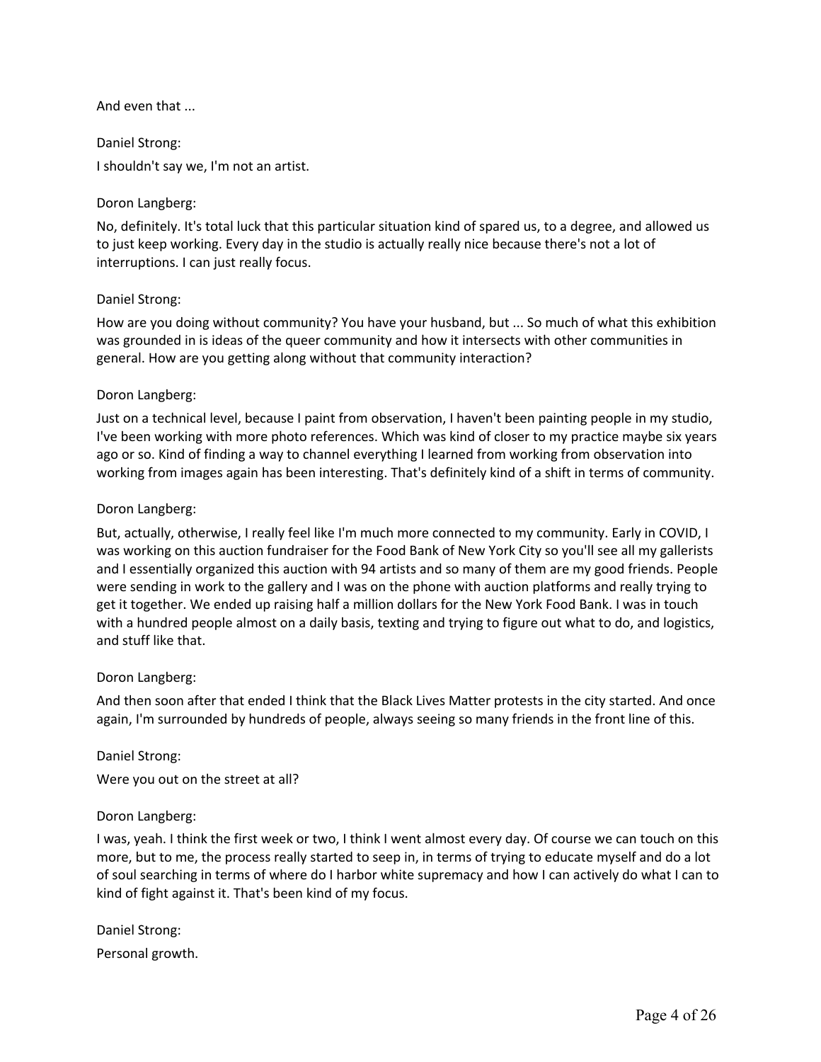And even that ...

Daniel Strong:

I shouldn't say we, I'm not an artist.

Doron Langberg:

No, definitely. It's total luck that this particular situation kind of spared us, to a degree, and allowed us to just keep working. Every day in the studio is actually really nice because there's not a lot of interruptions. I can just really focus.

Daniel Strong:

How are you doing without community? You have your husband, but ... So much of what this exhibition was grounded in is ideas of the queer community and how it intersects with other communities in general. How are you getting along without that community interaction?

Doron Langberg:

Just on a technical level, because I paint from observation, I haven't been painting people in my studio, I've been working with more photo references. Which was kind of closer to my practice maybe six years ago or so. Kind of finding a way to channel everything I learned from working from observation into working from images again has been interesting. That's definitely kind of a shift in terms of community.

Doron Langberg:

But, actually, otherwise, I really feel like I'm much more connected to my community. Early in COVID, I was working on this auction fundraiser for the Food Bank of New York City so you'll see all my gallerists and I essentially organized this auction with 94 artists and so many of them are my good friends. People were sending in work to the gallery and I was on the phone with auction platforms and really trying to get it together. We ended up raising half a million dollars for the New York Food Bank. I was in touch with a hundred people almost on a daily basis, texting and trying to figure out what to do, and logistics, and stuff like that.

Doron Langberg:

And then soon after that ended I think that the Black Lives Matter protests in the city started. And once again, I'm surrounded by hundreds of people, always seeing so many friends in the front line of this.

Daniel Strong:

Were you out on the street at all?

Doron Langberg:

I was, yeah. I think the first week or two, I think I went almost every day. Of course we can touch on this more, but to me, the process really started to seep in, in terms of trying to educate myself and do a lot of soul searching in terms of where do I harbor white supremacy and how I can actively do what I can to kind of fight against it. That's been kind of my focus.

Daniel Strong:

Personal growth.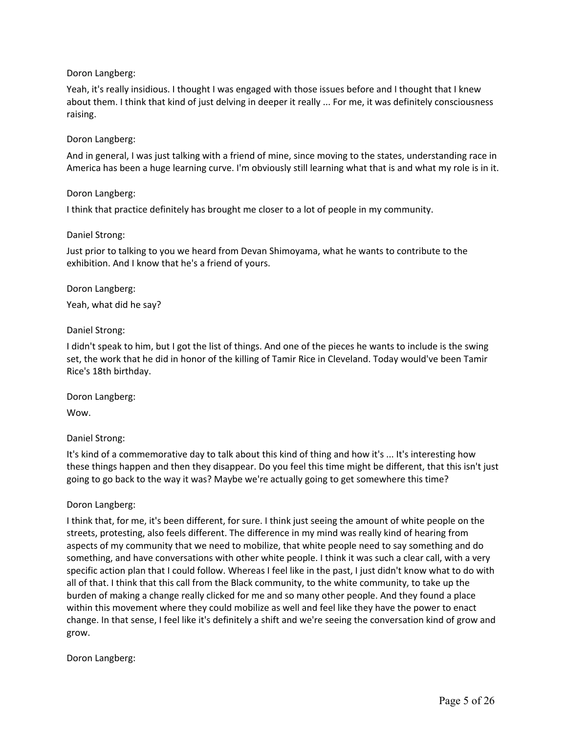Doron Langberg:

Yeah, it's really insidious. I thought I was engaged with those issues before and I thought that I knew about them. I think that kind of just delving in deeper it really ... For me, it was definitely consciousness raising.

Doron Langberg:

And in general, I was just talking with a friend of mine, since moving to the states, understanding race in America has been a huge learning curve. I'm obviously still learning what that is and what my role is in it.

Doron Langberg:

I think that practice definitely has brought me closer to a lot of people in my community.

Daniel Strong:

Just prior to talking to you we heard from Devan Shimoyama, what he wants to contribute to the exhibition. And I know that he's a friend of yours.

Doron Langberg:

Yeah, what did he say?

Daniel Strong:

I didn't speak to him, but I got the list of things. And one of the pieces he wants to include is the swing set, the work that he did in honor of the killing of Tamir Rice in Cleveland. Today would've been Tamir Rice's 18th birthday.

Doron Langberg:

Wow.

Daniel Strong:

It's kind of a commemorative day to talk about this kind of thing and how it's ... It's interesting how these things happen and then they disappear. Do you feel this time might be different, that this isn't just going to go back to the way it was? Maybe we're actually going to get somewhere this time?

Doron Langberg:

I think that, for me, it's been different, for sure. I think just seeing the amount of white people on the streets, protesting, also feels different. The difference in my mind was really kind of hearing from aspects of my community that we need to mobilize, that white people need to say something and do something, and have conversations with other white people. I think it was such a clear call, with a very specific action plan that I could follow. Whereas I feel like in the past, I just didn't know what to do with all of that. I think that this call from the Black community, to the white community, to take up the burden of making a change really clicked for me and so many other people. And they found a place within this movement where they could mobilize as well and feel like they have the power to enact change. In that sense, I feel like it's definitely a shift and we're seeing the conversation kind of grow and grow.

Doron Langberg: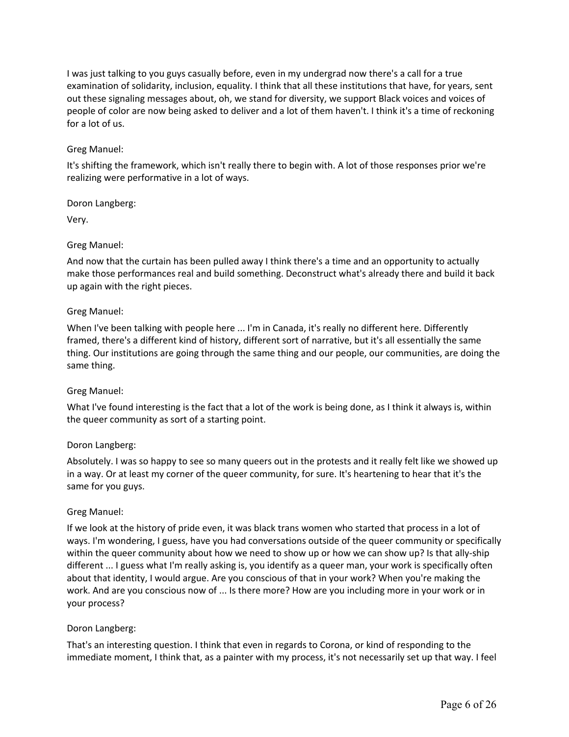I was just talking to you guys casually before, even in my undergrad now there's a call for a true examination of solidarity, inclusion, equality. I think that all these institutions that have, for years, sent out these signaling messages about, oh, we stand for diversity, we support Black voices and voices of people of color are now being asked to deliver and a lot of them haven't. I think it's a time of reckoning for a lot of us.

Greg Manuel:

It's shifting the framework, which isn't really there to begin with. A lot of those responses prior we're realizing were performative in a lot of ways.

Doron Langberg:

Very.

Greg Manuel:

And now that the curtain has been pulled away I think there's a time and an opportunity to actually make those performances real and build something. Deconstruct what's already there and build it back up again with the right pieces.

Greg Manuel:

When I've been talking with people here ... I'm in Canada, it's really no different here. Differently framed, there's a different kind of history, different sort of narrative, but it's all essentially the same thing. Our institutions are going through the same thing and our people, our communities, are doing the same thing.

Greg Manuel:

What I've found interesting is the fact that a lot of the work is being done, as I think it always is, within the queer community as sort of a starting point.

Doron Langberg:

Absolutely. I was so happy to see so many queers out in the protests and it really felt like we showed up in a way. Or at least my corner of the queer community, for sure. It's heartening to hear that it's the same for you guys.

Greg Manuel:

If we look at the history of pride even, it was black trans women who started that process in a lot of ways. I'm wondering, I guess, have you had conversations outside of the queer community or specifically within the queer community about how we need to show up or how we can show up? Is that ally-ship different ... I guess what I'm really asking is, you identify as a queer man, your work is specifically often about that identity, I would argue. Are you conscious of that in your work? When you're making the work. And are you conscious now of ... Is there more? How are you including more in your work or in your process?

Doron Langberg:

That's an interesting question. I think that even in regards to Corona, or kind of responding to the immediate moment, I think that, as a painter with my process, it's not necessarily set up that way. I feel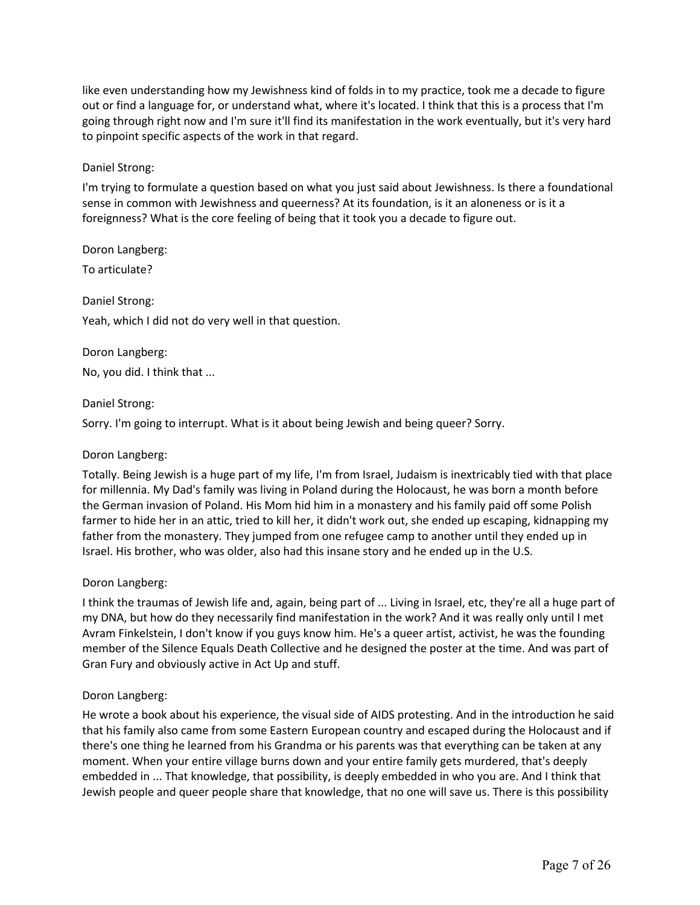like even understanding how my Jewishness kind of folds in to my practice, took me a decade to figure out or find a language for, or understand what, where it's located. I think that this is a process that I'm going through right now and I'm sure it'll find its manifestation in the work eventually, but it's very hard to pinpoint specific aspects of the work in that regard.

Daniel Strong:

I'm trying to formulate a question based on what you just said about Jewishness. Is there a foundational sense in common with Jewishness and queerness? At its foundation, is it an aloneness or is it a foreignness? What is the core feeling of being that it took you a decade to figure out.

Doron Langberg:

To articulate?

Daniel Strong:

Yeah, which I did not do very well in that question.

Doron Langberg:

No, you did. I think that ...

Daniel Strong:

Sorry. I'm going to interrupt. What is it about being Jewish and being queer? Sorry.

Doron Langberg:

Totally. Being Jewish is a huge part of my life, I'm from Israel, Judaism is inextricably tied with that place for millennia. My Dad's family was living in Poland during the Holocaust, he was born a month before the German invasion of Poland. His Mom hid him in a monastery and his family paid off some Polish farmer to hide her in an attic, tried to kill her, it didn't work out, she ended up escaping, kidnapping my father from the monastery. They jumped from one refugee camp to another until they ended up in Israel. His brother, who was older, also had this insane story and he ended up in the U.S.

Doron Langberg:

I think the traumas of Jewish life and, again, being part of ... Living in Israel, etc, they're all a huge part of my DNA, but how do they necessarily find manifestation in the work? And it was really only until I met Avram Finkelstein, I don't know if you guys know him. He's a queer artist, activist, he was the founding member of the Silence Equals Death Collective and he designed the poster at the time. And was part of Gran Fury and obviously active in Act Up and stuff.

Doron Langberg:

He wrote a book about his experience, the visual side of AIDS protesting. And in the introduction he said that his family also came from some Eastern European country and escaped during the Holocaust and if there's one thing he learned from his Grandma or his parents was that everything can be taken at any moment. When your entire village burns down and your entire family gets murdered, that's deeply embedded in ... That knowledge, that possibility, is deeply embedded in who you are. And I think that Jewish people and queer people share that knowledge, that no one will save us. There is this possibility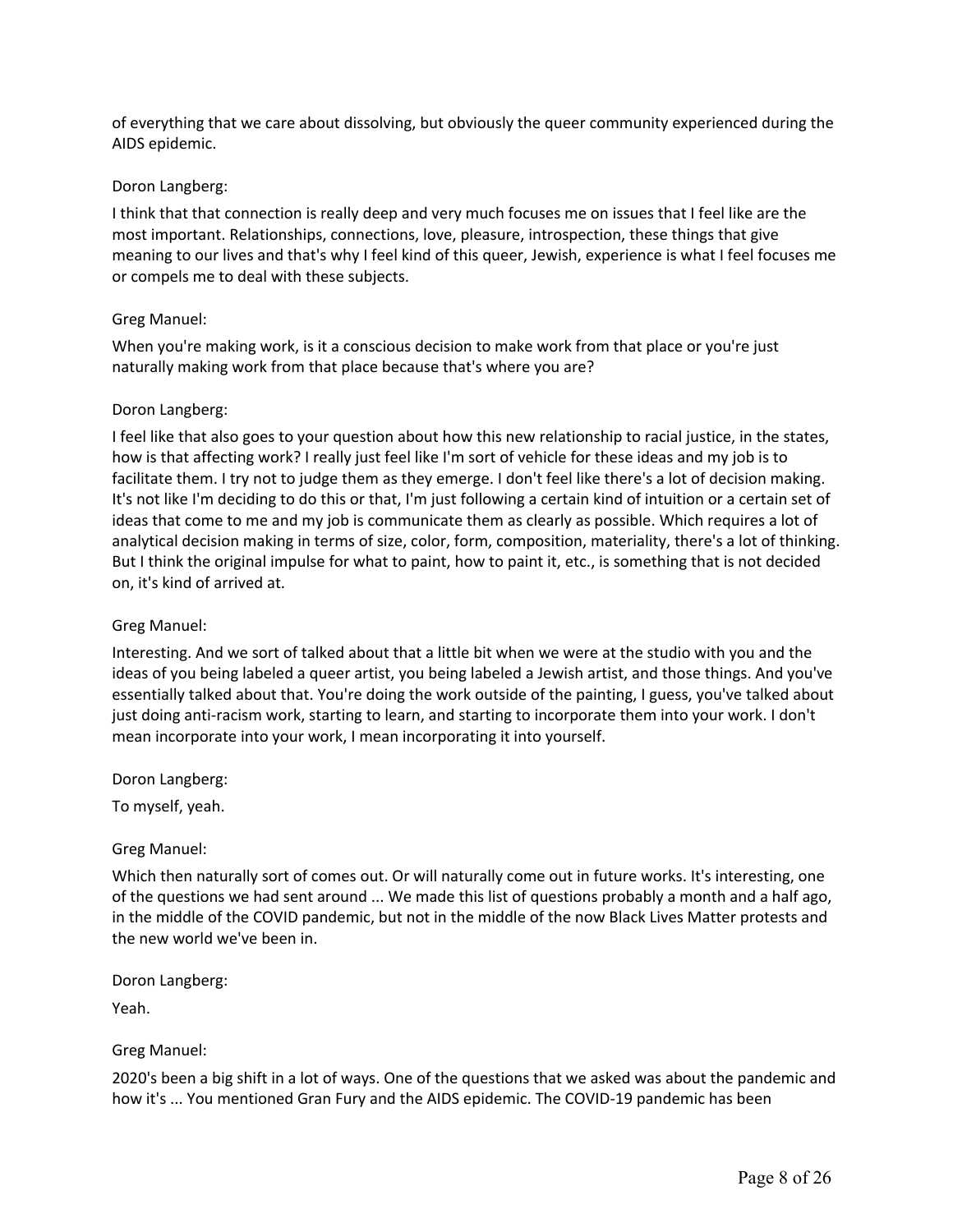of everything that we care about dissolving, but obviously the queer community experienced during the AIDS epidemic.

Doron Langberg:

I think that that connection is really deep and very much focuses me on issues that I feel like are the most important. Relationships, connections, love, pleasure, introspection, these things that give meaning to our lives and that's why I feel kind of this queer, Jewish, experience is what I feel focuses me or compels me to deal with these subjects.

Greg Manuel:

When you're making work, is it a conscious decision to make work from that place or you're just naturally making work from that place because that's where you are?

Doron Langberg:

I feel like that also goes to your question about how this new relationship to racial justice, in the states, how is that affecting work? I really just feel like I'm sort of vehicle for these ideas and my job is to facilitate them. I try not to judge them as they emerge. I don't feel like there's a lot of decision making. It's not like I'm deciding to do this or that, I'm just following a certain kind of intuition or a certain set of ideas that come to me and my job is communicate them as clearly as possible. Which requires a lot of analytical decision making in terms of size, color, form, composition, materiality, there's a lot of thinking. But I think the original impulse for what to paint, how to paint it, etc., is something that is not decided on, it's kind of arrived at.

Greg Manuel:

Interesting. And we sort of talked about that a little bit when we were at the studio with you and the ideas of you being labeled a queer artist, you being labeled a Jewish artist, and those things. And you've essentially talked about that. You're doing the work outside of the painting, I guess, you've talked about just doing anti-racism work, starting to learn, and starting to incorporate them into your work. I don't mean incorporate into your work, I mean incorporating it into yourself.

Doron Langberg:

To myself, yeah.

Greg Manuel:

Which then naturally sort of comes out. Or will naturally come out in future works. It's interesting, one of the questions we had sent around ... We made this list of questions probably a month and a half ago, in the middle of the COVID pandemic, but not in the middle of the now Black Lives Matter protests and the new world we've been in.

Doron Langberg:

Yeah.

Greg Manuel:

2020's been a big shift in a lot of ways. One of the questions that we asked was about the pandemic and how it's ... You mentioned Gran Fury and the AIDS epidemic. The COVID-19 pandemic has been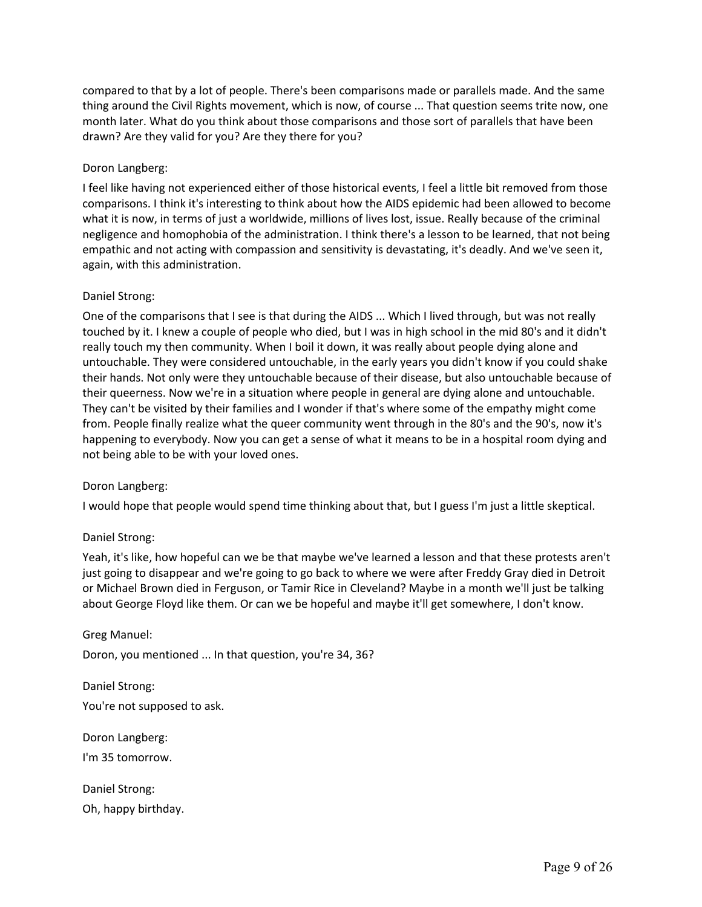compared to that by a lot of people. There's been comparisons made or parallels made. And the same thing around the Civil Rights movement, which is now, of course ... That question seems trite now, one month later. What do you think about those comparisons and those sort of parallels that have been drawn? Are they valid for you? Are they there for you?

Doron Langberg:

I feel like having not experienced either of those historical events, I feel a little bit removed from those comparisons. I think it's interesting to think about how the AIDS epidemic had been allowed to become what it is now, in terms of just a worldwide, millions of lives lost, issue. Really because of the criminal negligence and homophobia of the administration. I think there's a lesson to be learned, that not being empathic and not acting with compassion and sensitivity is devastating, it's deadly. And we've seen it, again, with this administration.

Daniel Strong:

One of the comparisons that I see is that during the AIDS ... Which I lived through, but was not really touched by it. I knew a couple of people who died, but I was in high school in the mid 80's and it didn't really touch my then community. When I boil it down, it was really about people dying alone and untouchable. They were considered untouchable, in the early years you didn't know if you could shake their hands. Not only were they untouchable because of their disease, but also untouchable because of their queerness. Now we're in a situation where people in general are dying alone and untouchable. They can't be visited by their families and I wonder if that's where some of the empathy might come from. People finally realize what the queer community went through in the 80's and the 90's, now it's happening to everybody. Now you can get a sense of what it means to be in a hospital room dying and not being able to be with your loved ones.

Doron Langberg:

I would hope that people would spend time thinking about that, but I guess I'm just a little skeptical.

Daniel Strong:

Yeah, it's like, how hopeful can we be that maybe we've learned a lesson and that these protests aren't just going to disappear and we're going to go back to where we were after Freddy Gray died in Detroit or Michael Brown died in Ferguson, or Tamir Rice in Cleveland? Maybe in a month we'll just be talking about George Floyd like them. Or can we be hopeful and maybe it'll get somewhere, I don't know.

Greg Manuel:

Doron, you mentioned ... In that question, you're 34, 36?

Daniel Strong:

You're not supposed to ask.

Doron Langberg:

I'm 35 tomorrow.

Daniel Strong:

Oh, happy birthday.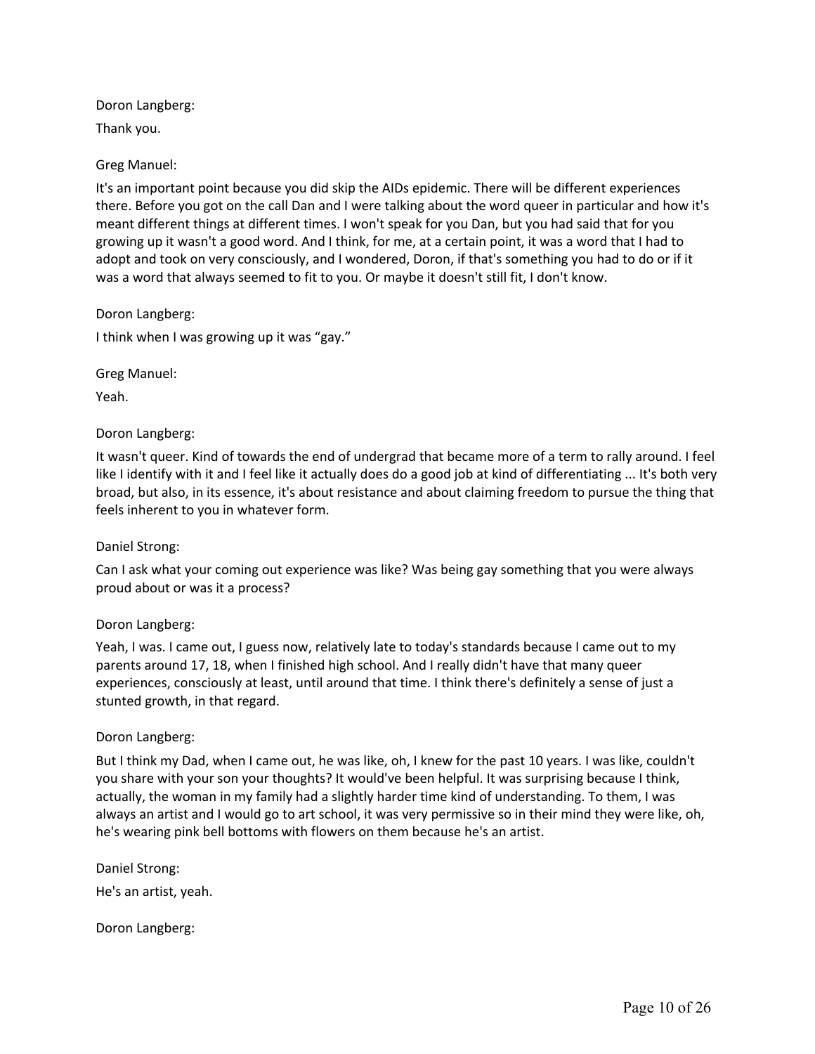Doron Langberg:

Thank you.

Greg Manuel:

It's an important point because you did skip the AIDs epidemic. There will be different experiences there. Before you got on the call Dan and I were talking about the word queer in particular and how it's meant different things at different times. I won't speak for you Dan, but you had said that for you growing up it wasn't a good word. And I think, for me, at a certain point, it was a word that I had to adopt and took on very consciously, and I wondered, Doron, if that's something you had to do or if it was a word that always seemed to fit to you. Or maybe it doesn't still fit, I don't know.

Doron Langberg:

I think when I was growing up it was "gay."

Greg Manuel:

Yeah.

Doron Langberg:

It wasn't queer. Kind of towards the end of undergrad that became more of a term to rally around. I feel like I identify with it and I feel like it actually does do a good job at kind of differentiating ... It's both very broad, but also, in its essence, it's about resistance and about claiming freedom to pursue the thing that feels inherent to you in whatever form.

Daniel Strong:

Can I ask what your coming out experience was like? Was being gay something that you were always proud about or was it a process?

Doron Langberg:

Yeah, I was. I came out, I guess now, relatively late to today's standards because I came out to my parents around 17, 18, when I finished high school. And I really didn't have that many queer experiences, consciously at least, until around that time. I think there's definitely a sense of just a stunted growth, in that regard.

Doron Langberg:

But I think my Dad, when I came out, he was like, oh, I knew for the past 10 years. I was like, couldn't you share with your son your thoughts? It would've been helpful. It was surprising because I think, actually, the woman in my family had a slightly harder time kind of understanding. To them, I was always an artist and I would go to art school, it was very permissive so in their mind they were like, oh, he's wearing pink bell bottoms with flowers on them because he's an artist.

Daniel Strong:

He's an artist, yeah.

Doron Langberg: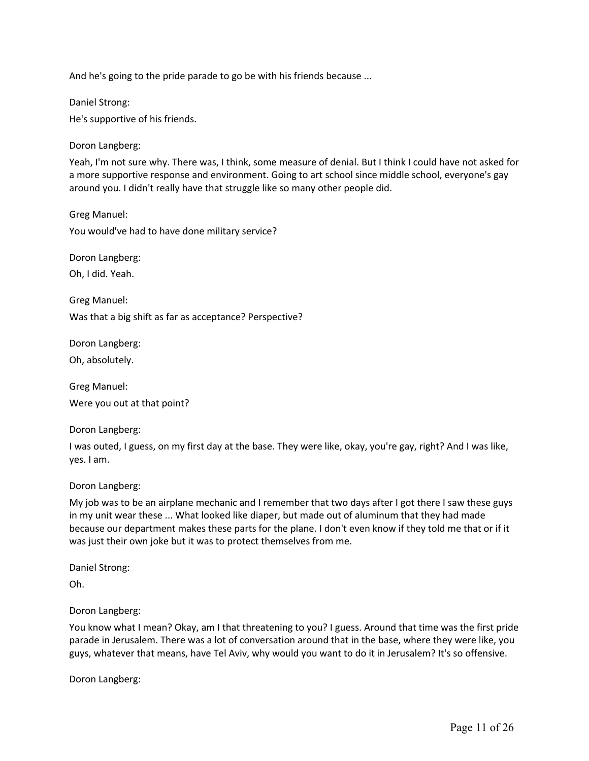And he's going to the pride parade to go be with his friends because ...

Daniel Strong:

He's supportive of his friends.

Doron Langberg:

Yeah, I'm not sure why. There was, I think, some measure of denial. But I think I could have not asked for a more supportive response and environment. Going to art school since middle school, everyone's gay around you. I didn't really have that struggle like so many other people did.

Greg Manuel:

You would've had to have done military service?

Doron Langberg:

Oh, I did. Yeah.

Greg Manuel:

Was that a big shift as far as acceptance? Perspective?

Doron Langberg:

Oh, absolutely.

Greg Manuel:

Were you out at that point?

Doron Langberg:

I was outed, I guess, on my first day at the base. They were like, okay, you're gay, right? And I was like, yes. I am.

Doron Langberg:

My job was to be an airplane mechanic and I remember that two days after I got there I saw these guys in my unit wear these ... What looked like diaper, but made out of aluminum that they had made because our department makes these parts for the plane. I don't even know if they told me that or if it was just their own joke but it was to protect themselves from me.

Daniel Strong:

Oh.

Doron Langberg:

You know what I mean? Okay, am I that threatening to you? I guess. Around that time was the first pride parade in Jerusalem. There was a lot of conversation around that in the base, where they were like, you guys, whatever that means, have Tel Aviv, why would you want to do it in Jerusalem? It's so offensive.

Doron Langberg: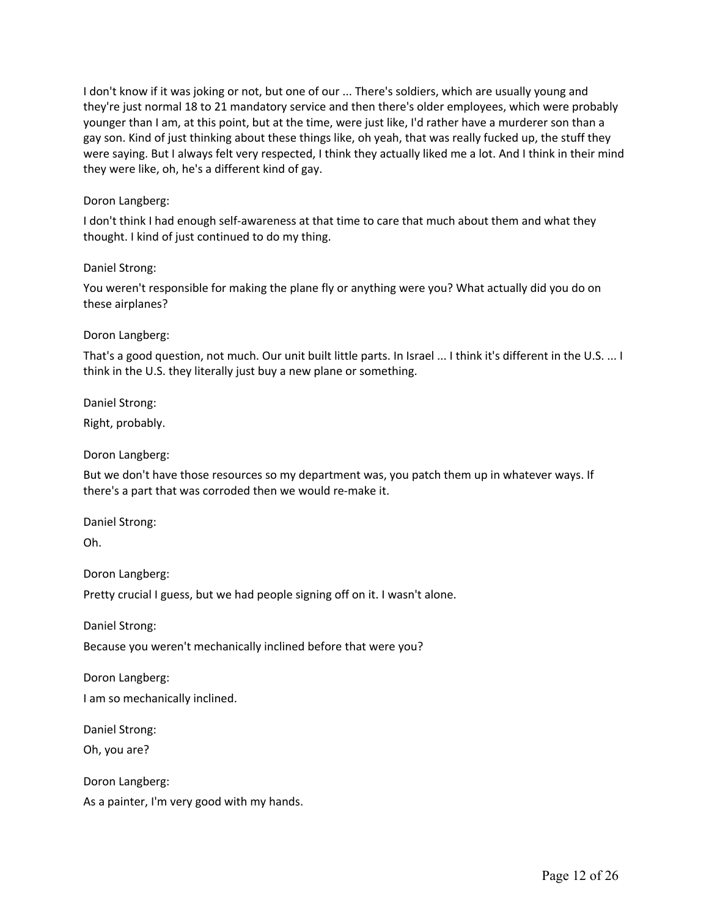I don't know if it was joking or not, but one of our ... There's soldiers, which are usually young and they're just normal 18 to 21 mandatory service and then there's older employees, which were probably younger than I am, at this point, but at the time, were just like, I'd rather have a murderer son than a gay son. Kind of just thinking about these things like, oh yeah, that was really fucked up, the stuff they were saying. But I always felt very respected, I think they actually liked me a lot. And I think in their mind they were like, oh, he's a different kind of gay.

Doron Langberg:

I don't think I had enough self-awareness at that time to care that much about them and what they thought. I kind of just continued to do my thing.

Daniel Strong:

You weren't responsible for making the plane fly or anything were you? What actually did you do on these airplanes?

Doron Langberg:

That's a good question, not much. Our unit built little parts. In Israel ... I think it's different in the U.S. ... I think in the U.S. they literally just buy a new plane or something.

Daniel Strong:

Right, probably.

Doron Langberg:

But we don't have those resources so my department was, you patch them up in whatever ways. If there's a part that was corroded then we would re-make it.

Daniel Strong:

Oh.

Doron Langberg:

Pretty crucial I guess, but we had people signing off on it. I wasn't alone.

Daniel Strong:

Because you weren't mechanically inclined before that were you?

Doron Langberg:

I am so mechanically inclined.

Daniel Strong:

Oh, you are?

Doron Langberg:

As a painter, I'm very good with my hands.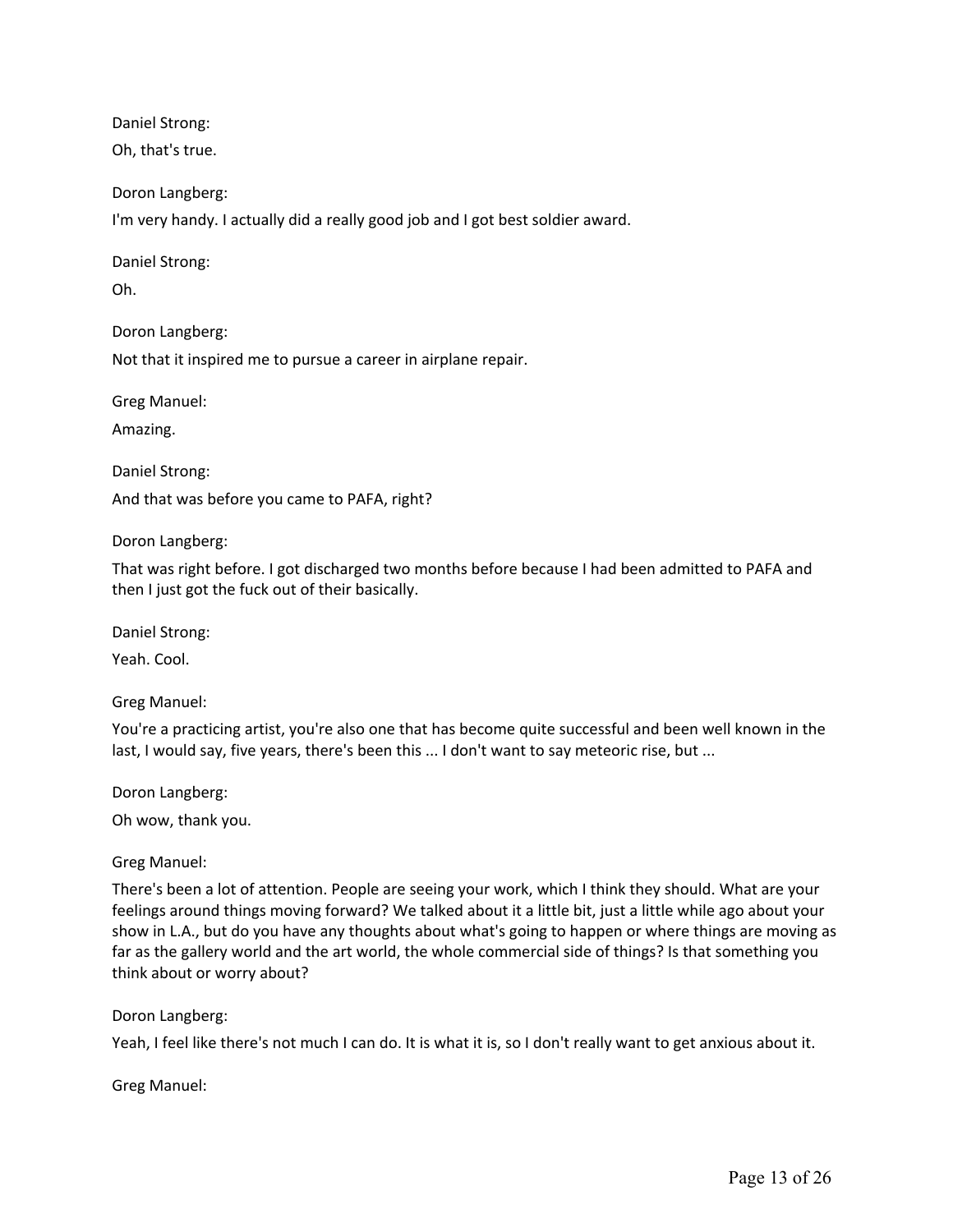Daniel Strong:

Oh, that's true.

Doron Langberg:

I'm very handy. I actually did a really good job and I got best soldier award.

Daniel Strong:

Oh.

Doron Langberg:

Not that it inspired me to pursue a career in airplane repair.

Greg Manuel:

Amazing.

Daniel Strong:

And that was before you came to PAFA, right?

Doron Langberg:

That was right before. I got discharged two months before because I had been admitted to PAFA and then I just got the fuck out of their basically.

Daniel Strong:

Yeah. Cool.

Greg Manuel:

You're a practicing artist, you're also one that has become quite successful and been well known in the last, I would say, five years, there's been this ... I don't want to say meteoric rise, but ...

Doron Langberg:

Oh wow, thank you.

Greg Manuel:

There's been a lot of attention. People are seeing your work, which I think they should. What are your feelings around things moving forward? We talked about it a little bit, just a little while ago about your show in L.A., but do you have any thoughts about what's going to happen or where things are moving as far as the gallery world and the art world, the whole commercial side of things? Is that something you think about or worry about?

Doron Langberg:

Yeah, I feel like there's not much I can do. It is what it is, so I don't really want to get anxious about it.

Greg Manuel: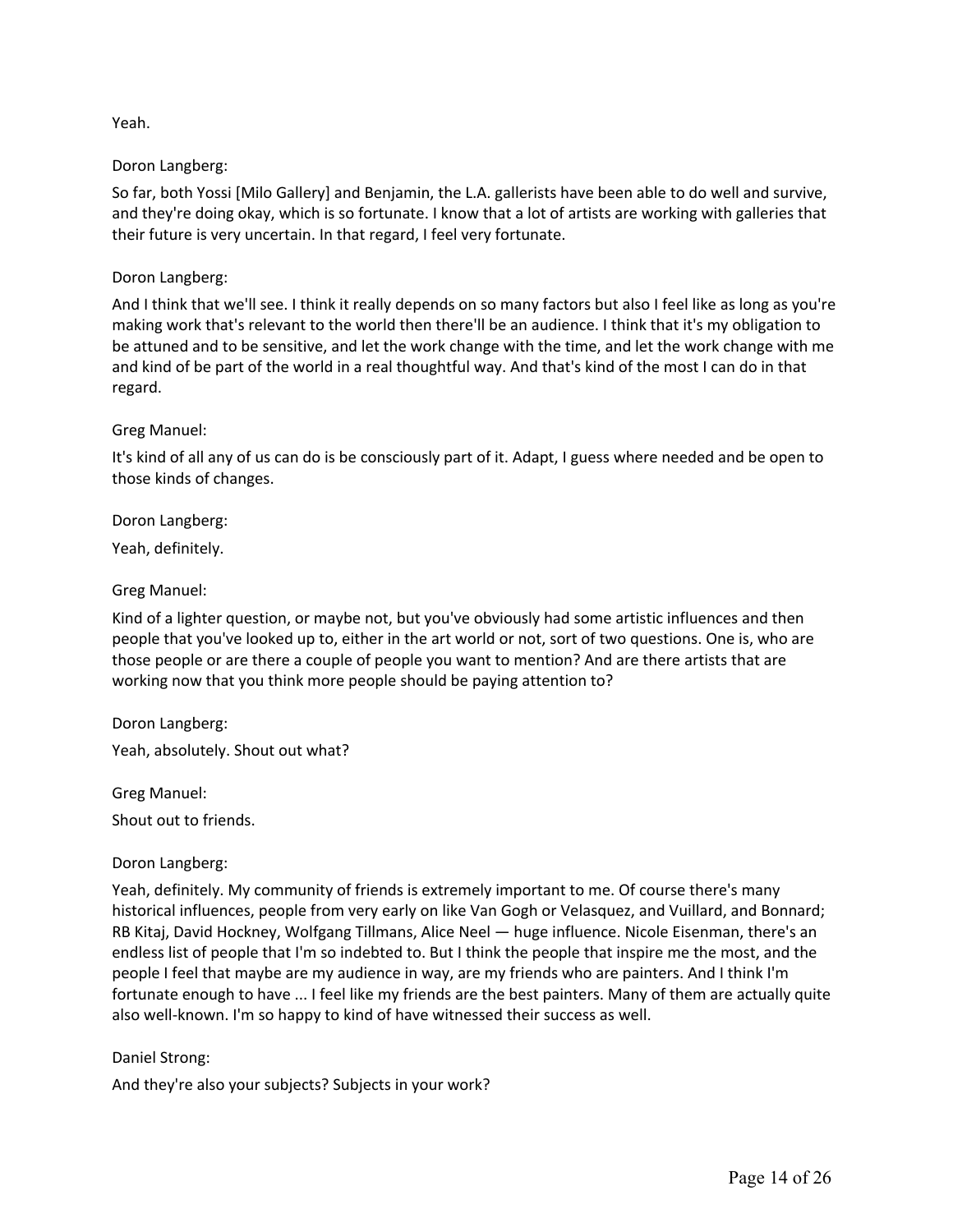Yeah.

Doron Langberg:

So far, both Yossi [Milo Gallery] and Benjamin, the L.A. gallerists have been able to do well and survive, and they're doing okay, which is so fortunate. I know that a lot of artists are working with galleries that their future is very uncertain. In that regard, I feel very fortunate.

Doron Langberg:

And I think that we'll see. I think it really depends on so many factors but also I feel like as long as you're making work that's relevant to the world then there'll be an audience. I think that it's my obligation to be attuned and to be sensitive, and let the work change with the time, and let the work change with me and kind of be part of the world in a real thoughtful way. And that's kind of the most I can do in that regard.

Greg Manuel:

It's kind of all any of us can do is be consciously part of it. Adapt, I guess where needed and be open to those kinds of changes.

Doron Langberg:

Yeah, definitely.

Greg Manuel:

Kind of a lighter question, or maybe not, but you've obviously had some artistic influences and then people that you've looked up to, either in the art world or not, sort of two questions. One is, who are those people or are there a couple of people you want to mention? And are there artists that are working now that you think more people should be paying attention to?

Doron Langberg:

Yeah, absolutely. Shout out what?

Greg Manuel:

Shout out to friends.

Doron Langberg:

Yeah, definitely. My community of friends is extremely important to me. Of course there's many historical influences, people from very early on like Van Gogh or Velasquez, and Vuillard, and Bonnard; RB Kitaj, David Hockney, Wolfgang Tillmans, Alice Neel — huge influence. Nicole Eisenman, there's an endless list of people that I'm so indebted to. But I think the people that inspire me the most, and the people I feel that maybe are my audience in way, are my friends who are painters. And I think I'm fortunate enough to have ... I feel like my friends are the best painters. Many of them are actually quite also well-known. I'm so happy to kind of have witnessed their success as well.

Daniel Strong:

And they're also your subjects? Subjects in your work?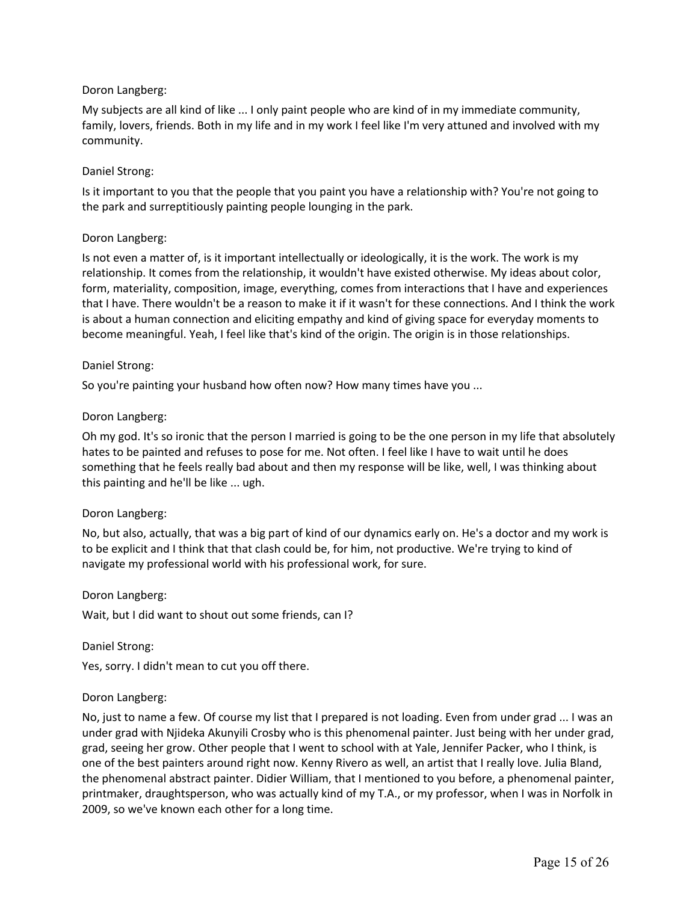Doron Langberg:

My subjects are all kind of like ... I only paint people who are kind of in my immediate community, family, lovers, friends. Both in my life and in my work I feel like I'm very attuned and involved with my community.

Daniel Strong:

Is it important to you that the people that you paint you have a relationship with? You're not going to the park and surreptitiously painting people lounging in the park.

Doron Langberg:

Is not even a matter of, is it important intellectually or ideologically, it is the work. The work is my relationship. It comes from the relationship, it wouldn't have existed otherwise. My ideas about color, form, materiality, composition, image, everything, comes from interactions that I have and experiences that I have. There wouldn't be a reason to make it if it wasn't for these connections. And I think the work is about a human connection and eliciting empathy and kind of giving space for everyday moments to become meaningful. Yeah, I feel like that's kind of the origin. The origin is in those relationships.

Daniel Strong:

So you're painting your husband how often now? How many times have you ...

Doron Langberg:

Oh my god. It's so ironic that the person I married is going to be the one person in my life that absolutely hates to be painted and refuses to pose for me. Not often. I feel like I have to wait until he does something that he feels really bad about and then my response will be like, well, I was thinking about this painting and he'll be like ... ugh.

Doron Langberg:

No, but also, actually, that was a big part of kind of our dynamics early on. He's a doctor and my work is to be explicit and I think that that clash could be, for him, not productive. We're trying to kind of navigate my professional world with his professional work, for sure.

Doron Langberg:

Wait, but I did want to shout out some friends, can I?

Daniel Strong:

Yes, sorry. I didn't mean to cut you off there.

Doron Langberg:

No, just to name a few. Of course my list that I prepared is not loading. Even from under grad ... I was an under grad with Njideka Akunyili Crosby who is this phenomenal painter. Just being with her under grad, grad, seeing her grow. Other people that I went to school with at Yale, Jennifer Packer, who I think, is one of the best painters around right now. Kenny Rivero as well, an artist that I really love. Julia Bland, the phenomenal abstract painter. Didier William, that I mentioned to you before, a phenomenal painter, printmaker, draughtsperson, who was actually kind of my T.A., or my professor, when I was in Norfolk in 2009, so we've known each other for a long time.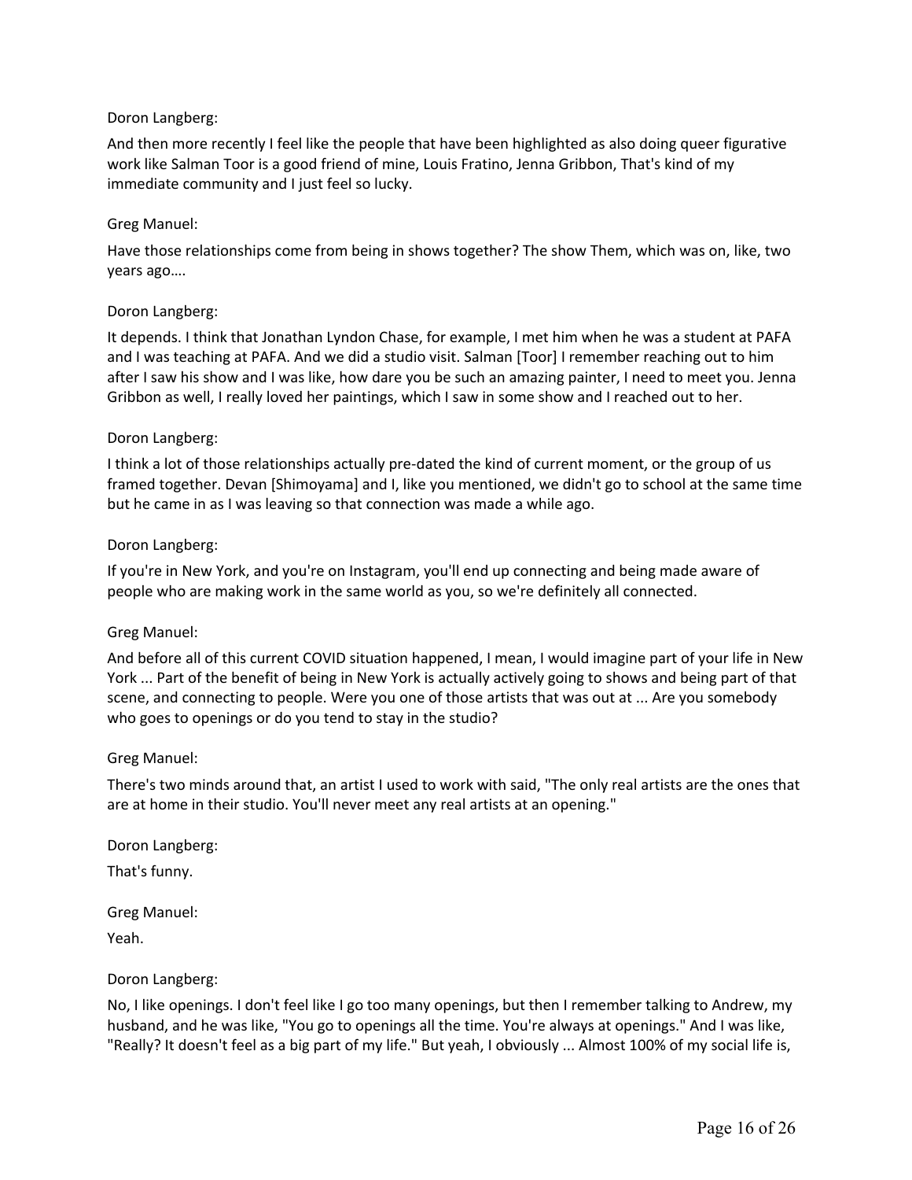Doron Langberg:

And then more recently I feel like the people that have been highlighted as also doing queer figurative work like Salman Toor is a good friend of mine, Louis Fratino, Jenna Gribbon, That's kind of my immediate community and I just feel so lucky.

Greg Manuel:

Have those relationships come from being in shows together? The show Them, which was on, like, two years ago….

Doron Langberg:

It depends. I think that Jonathan Lyndon Chase, for example, I met him when he was a student at PAFA and I was teaching at PAFA. And we did a studio visit. Salman [Toor] I remember reaching out to him after I saw his show and I was like, how dare you be such an amazing painter, I need to meet you. Jenna Gribbon as well, I really loved her paintings, which I saw in some show and I reached out to her.

Doron Langberg:

I think a lot of those relationships actually pre-dated the kind of current moment, or the group of us framed together. Devan [Shimoyama] and I, like you mentioned, we didn't go to school at the same time but he came in as I was leaving so that connection was made a while ago.

Doron Langberg:

If you're in New York, and you're on Instagram, you'll end up connecting and being made aware of people who are making work in the same world as you, so we're definitely all connected.

Greg Manuel:

And before all of this current COVID situation happened, I mean, I would imagine part of your life in New York ... Part of the benefit of being in New York is actually actively going to shows and being part of that scene, and connecting to people. Were you one of those artists that was out at ... Are you somebody who goes to openings or do you tend to stay in the studio?

Greg Manuel:

There's two minds around that, an artist I used to work with said, "The only real artists are the ones that are at home in their studio. You'll never meet any real artists at an opening."

Doron Langberg:

That's funny.

Greg Manuel:

Yeah.

Doron Langberg:

No, I like openings. I don't feel like I go too many openings, but then I remember talking to Andrew, my husband, and he was like, "You go to openings all the time. You're always at openings." And I was like, "Really? It doesn't feel as a big part of my life." But yeah, I obviously ... Almost 100% of my social life is,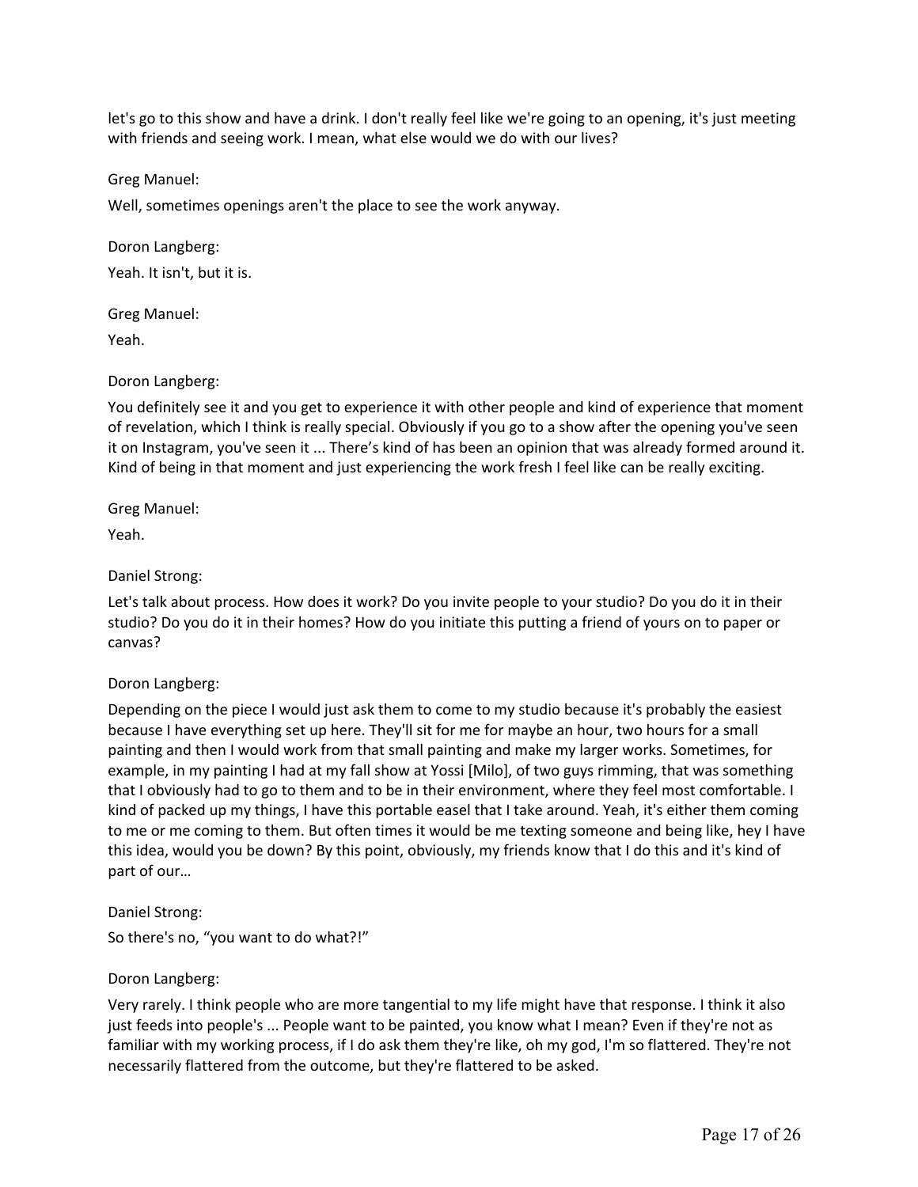let's go to this show and have a drink. I don't really feel like we're going to an opening, it's just meeting with friends and seeing work. I mean, what else would we do with our lives?

Greg Manuel:

Well, sometimes openings aren't the place to see the work anyway.

Doron Langberg:

Yeah. It isn't, but it is.

Greg Manuel:

Yeah.

Doron Langberg:

You definitely see it and you get to experience it with other people and kind of experience that moment of revelation, which I think is really special. Obviously if you go to a show after the opening you've seen it on Instagram, you've seen it ... There's kind of has been an opinion that was already formed around it. Kind of being in that moment and just experiencing the work fresh I feel like can be really exciting.

Greg Manuel:

Yeah.

Daniel Strong:

Let's talk about process. How does it work? Do you invite people to your studio? Do you do it in their studio? Do you do it in their homes? How do you initiate this putting a friend of yours on to paper or canvas?

Doron Langberg:

Depending on the piece I would just ask them to come to my studio because it's probably the easiest because I have everything set up here. They'll sit for me for maybe an hour, two hours for a small painting and then I would work from that small painting and make my larger works. Sometimes, for example, in my painting I had at my fall show at Yossi [Milo], of two guys rimming, that was something that I obviously had to go to them and to be in their environment, where they feel most comfortable. I kind of packed up my things, I have this portable easel that I take around. Yeah, it's either them coming to me or me coming to them. But often times it would be me texting someone and being like, hey I have this idea, would you be down? By this point, obviously, my friends know that I do this and it's kind of part of our…

Daniel Strong:

So there's no, "you want to do what?!"

Doron Langberg:

Very rarely. I think people who are more tangential to my life might have that response. I think it also just feeds into people's ... People want to be painted, you know what I mean? Even if they're not as familiar with my working process, if I do ask them they're like, oh my god, I'm so flattered. They're not necessarily flattered from the outcome, but they're flattered to be asked.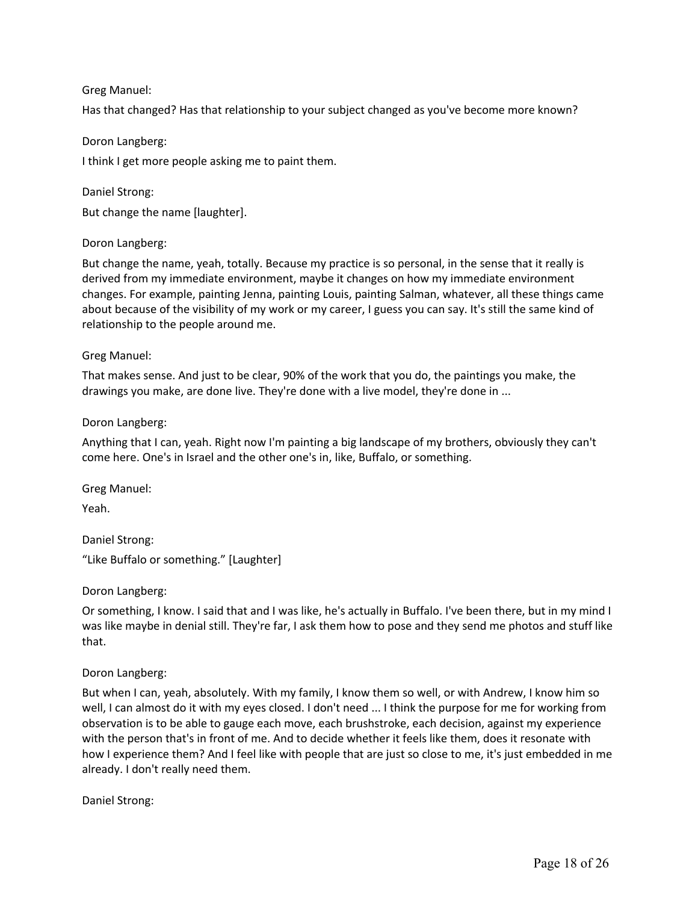Greg Manuel:

Has that changed? Has that relationship to your subject changed as you've become more known?

Doron Langberg:

I think I get more people asking me to paint them.

Daniel Strong:

But change the name [laughter].

Doron Langberg:

But change the name, yeah, totally. Because my practice is so personal, in the sense that it really is derived from my immediate environment, maybe it changes on how my immediate environment changes. For example, painting Jenna, painting Louis, painting Salman, whatever, all these things came about because of the visibility of my work or my career, I guess you can say. It's still the same kind of relationship to the people around me.

Greg Manuel:

That makes sense. And just to be clear, 90% of the work that you do, the paintings you make, the drawings you make, are done live. They're done with a live model, they're done in ...

Doron Langberg:

Anything that I can, yeah. Right now I'm painting a big landscape of my brothers, obviously they can't come here. One's in Israel and the other one's in, like, Buffalo, or something.

Greg Manuel:

Yeah.

Daniel Strong:

"Like Buffalo or something." [Laughter]

Doron Langberg:

Or something, I know. I said that and I was like, he's actually in Buffalo. I've been there, but in my mind I was like maybe in denial still. They're far, I ask them how to pose and they send me photos and stuff like that.

Doron Langberg:

But when I can, yeah, absolutely. With my family, I know them so well, or with Andrew, I know him so well, I can almost do it with my eyes closed. I don't need ... I think the purpose for me for working from observation is to be able to gauge each move, each brushstroke, each decision, against my experience with the person that's in front of me. And to decide whether it feels like them, does it resonate with how I experience them? And I feel like with people that are just so close to me, it's just embedded in me already. I don't really need them.

Daniel Strong: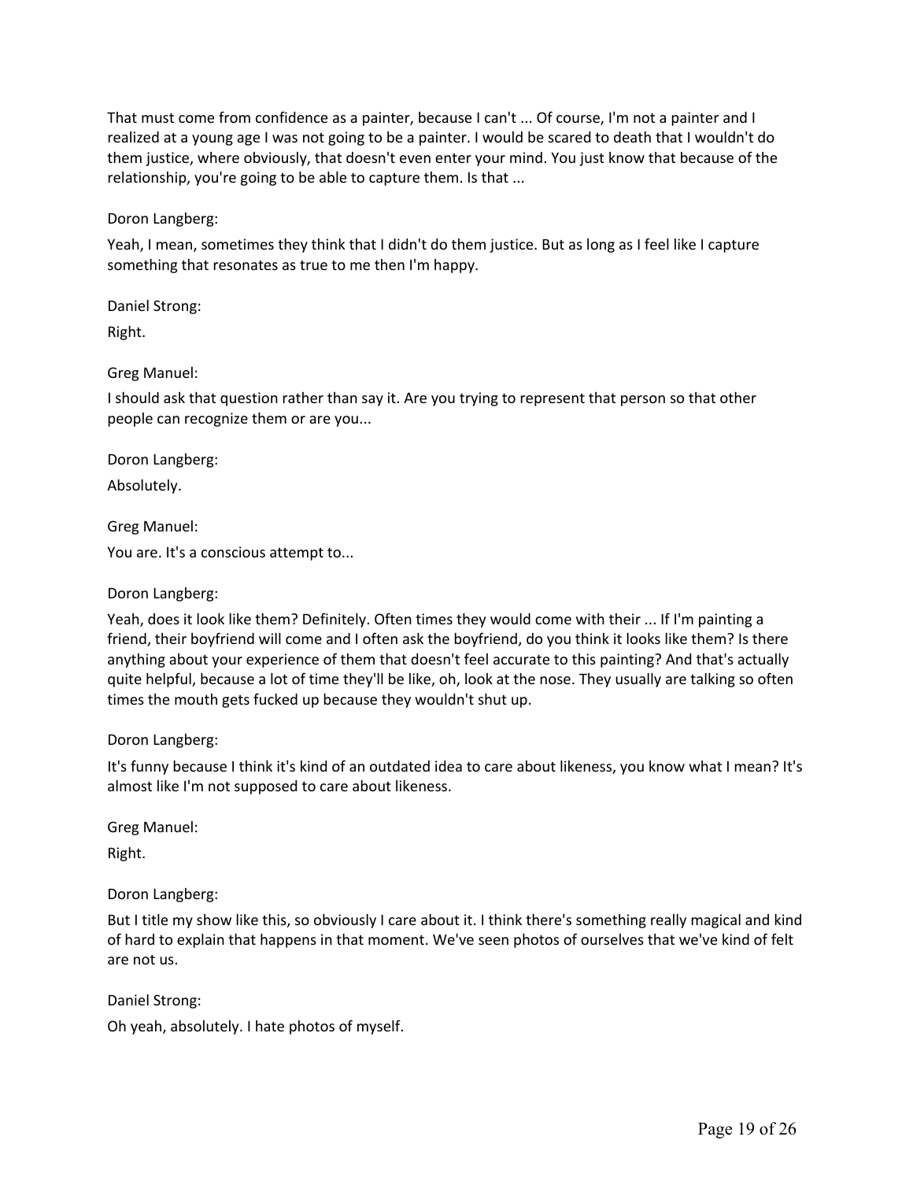That must come from confidence as a painter, because I can't ... Of course, I'm not a painter and I realized at a young age I was not going to be a painter. I would be scared to death that I wouldn't do them justice, where obviously, that doesn't even enter your mind. You just know that because of the relationship, you're going to be able to capture them. Is that ...

Doron Langberg:

Yeah, I mean, sometimes they think that I didn't do them justice. But as long as I feel like I capture something that resonates as true to me then I'm happy.

Daniel Strong:

Right.

Greg Manuel:

I should ask that question rather than say it. Are you trying to represent that person so that other people can recognize them or are you...

Doron Langberg:

Absolutely.

Greg Manuel:

You are. It's a conscious attempt to...

Doron Langberg:

Yeah, does it look like them? Definitely. Often times they would come with their ... If I'm painting a friend, their boyfriend will come and I often ask the boyfriend, do you think it looks like them? Is there anything about your experience of them that doesn't feel accurate to this painting? And that's actually quite helpful, because a lot of time they'll be like, oh, look at the nose. They usually are talking so often times the mouth gets fucked up because they wouldn't shut up.

Doron Langberg:

It's funny because I think it's kind of an outdated idea to care about likeness, you know what I mean? It's almost like I'm not supposed to care about likeness.

Greg Manuel:

Right.

Doron Langberg:

But I title my show like this, so obviously I care about it. I think there's something really magical and kind of hard to explain that happens in that moment. We've seen photos of ourselves that we've kind of felt are not us.

Daniel Strong:

Oh yeah, absolutely. I hate photos of myself.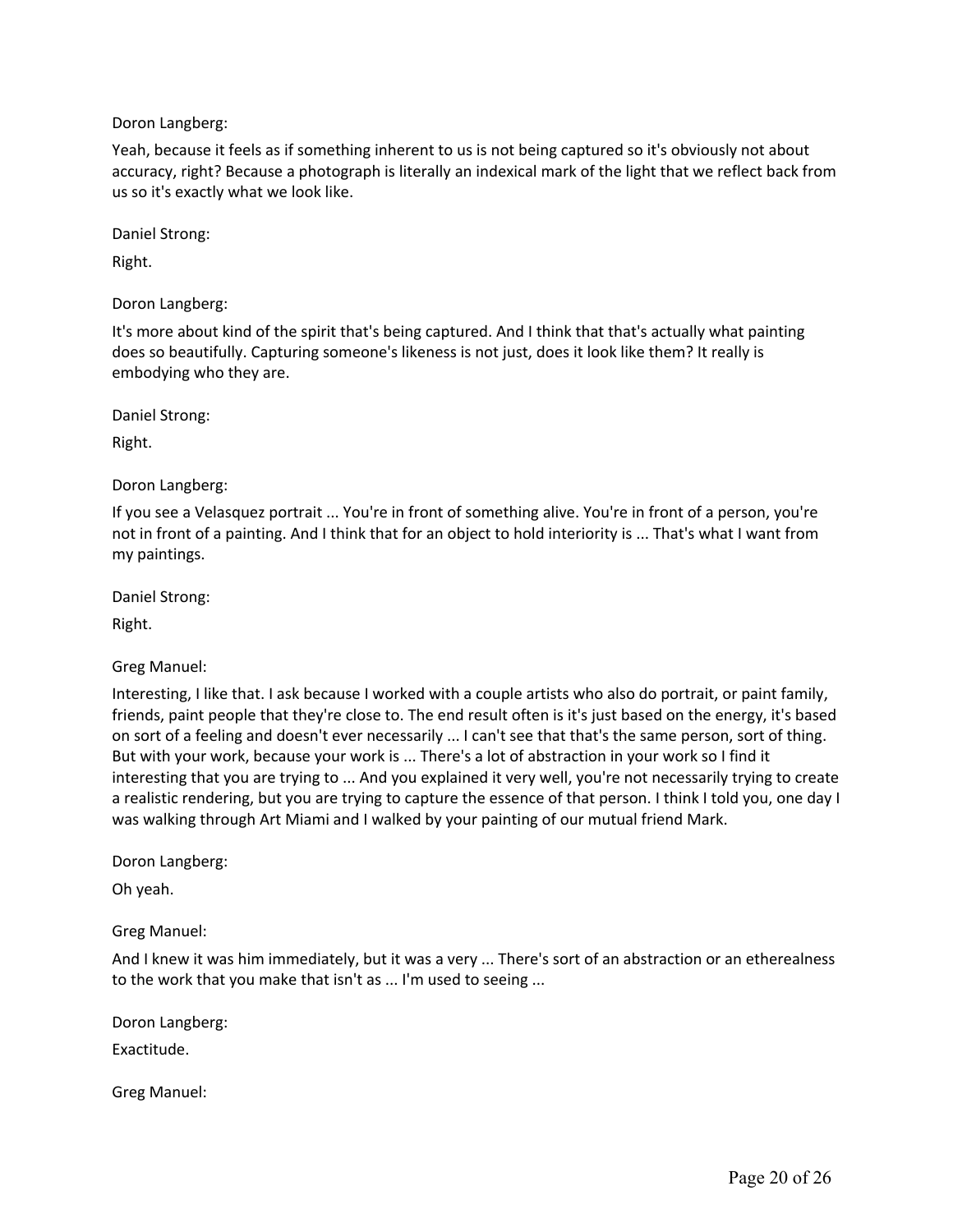Doron Langberg:

Yeah, because it feels as if something inherent to us is not being captured so it's obviously not about accuracy, right? Because a photograph is literally an indexical mark of the light that we reflect back from us so it's exactly what we look like.

Daniel Strong:

Right.

Doron Langberg:

It's more about kind of the spirit that's being captured. And I think that that's actually what painting does so beautifully. Capturing someone's likeness is not just, does it look like them? It really is embodying who they are.

Daniel Strong:

Right.

Doron Langberg:

If you see a Velasquez portrait ... You're in front of something alive. You're in front of a person, you're not in front of a painting. And I think that for an object to hold interiority is ... That's what I want from my paintings.

Daniel Strong:

Right.

Greg Manuel:

Interesting, I like that. I ask because I worked with a couple artists who also do portrait, or paint family, friends, paint people that they're close to. The end result often is it's just based on the energy, it's based on sort of a feeling and doesn't ever necessarily ... I can't see that that's the same person, sort of thing. But with your work, because your work is ... There's a lot of abstraction in your work so I find it interesting that you are trying to ... And you explained it very well, you're not necessarily trying to create a realistic rendering, but you are trying to capture the essence of that person. I think I told you, one day I was walking through Art Miami and I walked by your painting of our mutual friend Mark.

Doron Langberg:

Oh yeah.

Greg Manuel:

And I knew it was him immediately, but it was a very ... There's sort of an abstraction or an etherealness to the work that you make that isn't as ... I'm used to seeing ...

Doron Langberg:

Exactitude.

Greg Manuel: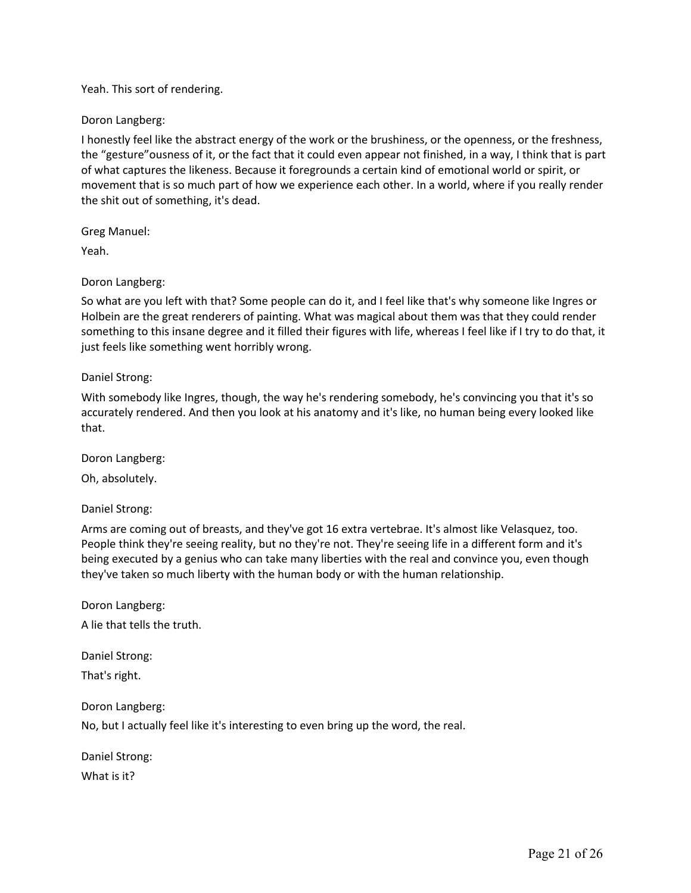Yeah. This sort of rendering.

Doron Langberg:

I honestly feel like the abstract energy of the work or the brushiness, or the openness, or the freshness, the “gesture”ousness of it, or the fact that it could even appear not finished, in a way, I think that is part of what captures the likeness. Because it foregrounds a certain kind of emotional world or spirit, or movement that is so much part of how we experience each other. In a world, where if you really render the shit out of something, it's dead.

Greg Manuel:

Yeah.

Doron Langberg:

So what are you left with that? Some people can do it, and I feel like that's why someone like Ingres or Holbein are the great renderers of painting. What was magical about them was that they could render something to this insane degree and it filled their figures with life, whereas I feel like if I try to do that, it just feels like something went horribly wrong.

Daniel Strong:

With somebody like Ingres, though, the way he's rendering somebody, he's convincing you that it's so accurately rendered. And then you look at his anatomy and it's like, no human being every looked like that.

Doron Langberg:

Oh, absolutely.

Daniel Strong:

Arms are coming out of breasts, and they've got 16 extra vertebrae. It's almost like Velasquez, too. People think they're seeing reality, but no they're not. They're seeing life in a different form and it's being executed by a genius who can take many liberties with the real and convince you, even though they've taken so much liberty with the human body or with the human relationship.

Doron Langberg:

A lie that tells the truth.

Daniel Strong:

That's right.

Doron Langberg:

No, but I actually feel like it's interesting to even bring up the word, the real.

Daniel Strong:

What is it?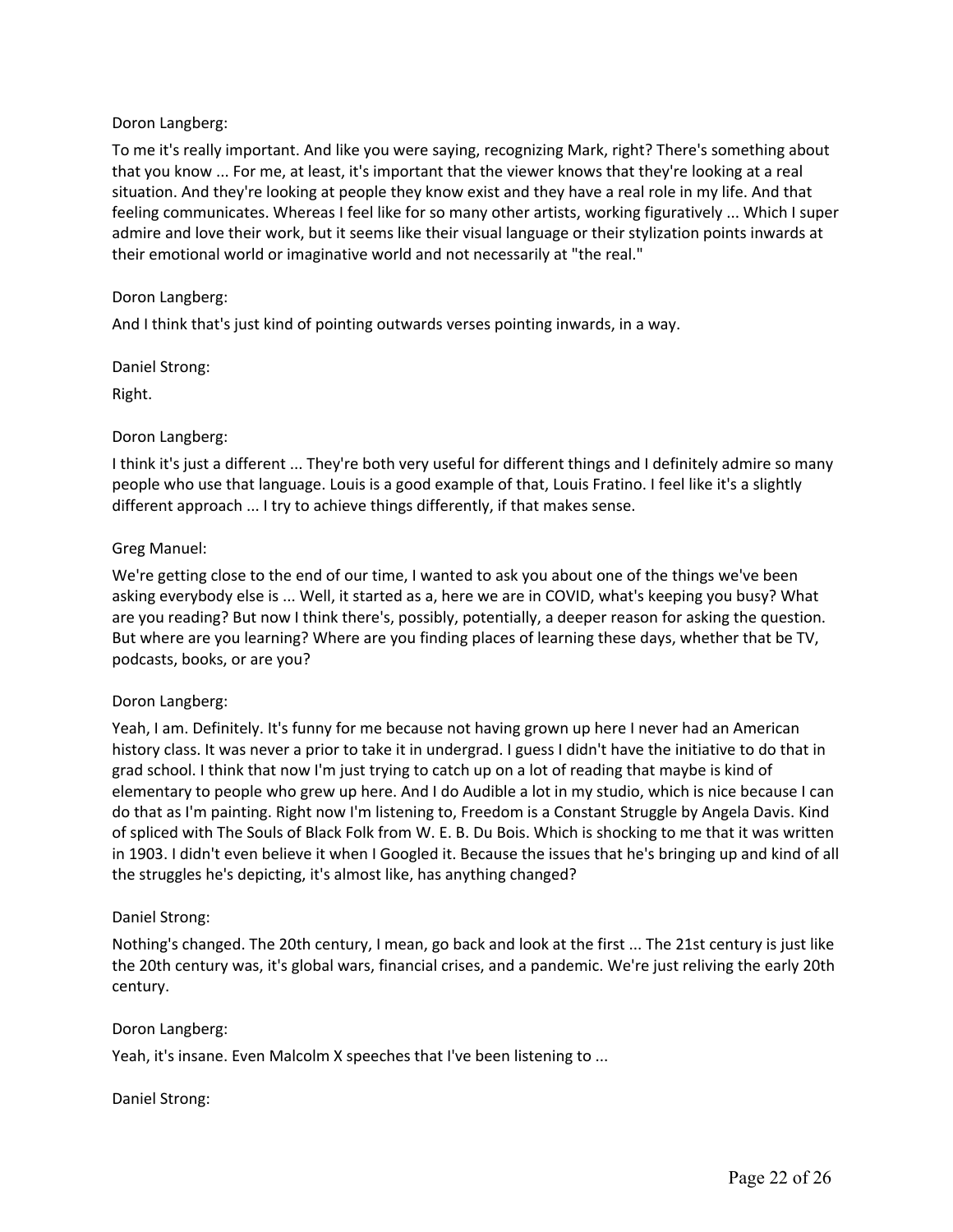Doron Langberg:

To me it's really important. And like you were saying, recognizing Mark, right? There's something about that you know ... For me, at least, it's important that the viewer knows that they're looking at a real situation. And they're looking at people they know exist and they have a real role in my life. And that feeling communicates. Whereas I feel like for so many other artists, working figuratively ... Which I super admire and love their work, but it seems like their visual language or their stylization points inwards at their emotional world or imaginative world and not necessarily at "the real."

Doron Langberg:

And I think that's just kind of pointing outwards verses pointing inwards, in a way.

Daniel Strong:

Right.

Doron Langberg:

I think it's just a different ... They're both very useful for different things and I definitely admire so many people who use that language. Louis is a good example of that, Louis Fratino. I feel like it's a slightly different approach ... I try to achieve things differently, if that makes sense.

Greg Manuel:

We're getting close to the end of our time, I wanted to ask you about one of the things we've been asking everybody else is ... Well, it started as a, here we are in COVID, what's keeping you busy? What are you reading? But now I think there's, possibly, potentially, a deeper reason for asking the question. But where are you learning? Where are you finding places of learning these days, whether that be TV, podcasts, books, or are you?

Doron Langberg:

Yeah, I am. Definitely. It's funny for me because not having grown up here I never had an American history class. It was never a prior to take it in undergrad. I guess I didn't have the initiative to do that in grad school. I think that now I'm just trying to catch up on a lot of reading that maybe is kind of elementary to people who grew up here. And I do Audible a lot in my studio, which is nice because I can do that as I'm painting. Right now I'm listening to, Freedom is a Constant Struggle by Angela Davis. Kind of spliced with The Souls of Black Folk from W. E. B. Du Bois. Which is shocking to me that it was written in 1903. I didn't even believe it when I Googled it. Because the issues that he's bringing up and kind of all the struggles he's depicting, it's almost like, has anything changed?

Daniel Strong:

Nothing's changed. The 20th century, I mean, go back and look at the first ... The 21st century is just like the 20th century was, it's global wars, financial crises, and a pandemic. We're just reliving the early 20th century.

Doron Langberg:

Yeah, it's insane. Even Malcolm X speeches that I've been listening to ...

Daniel Strong: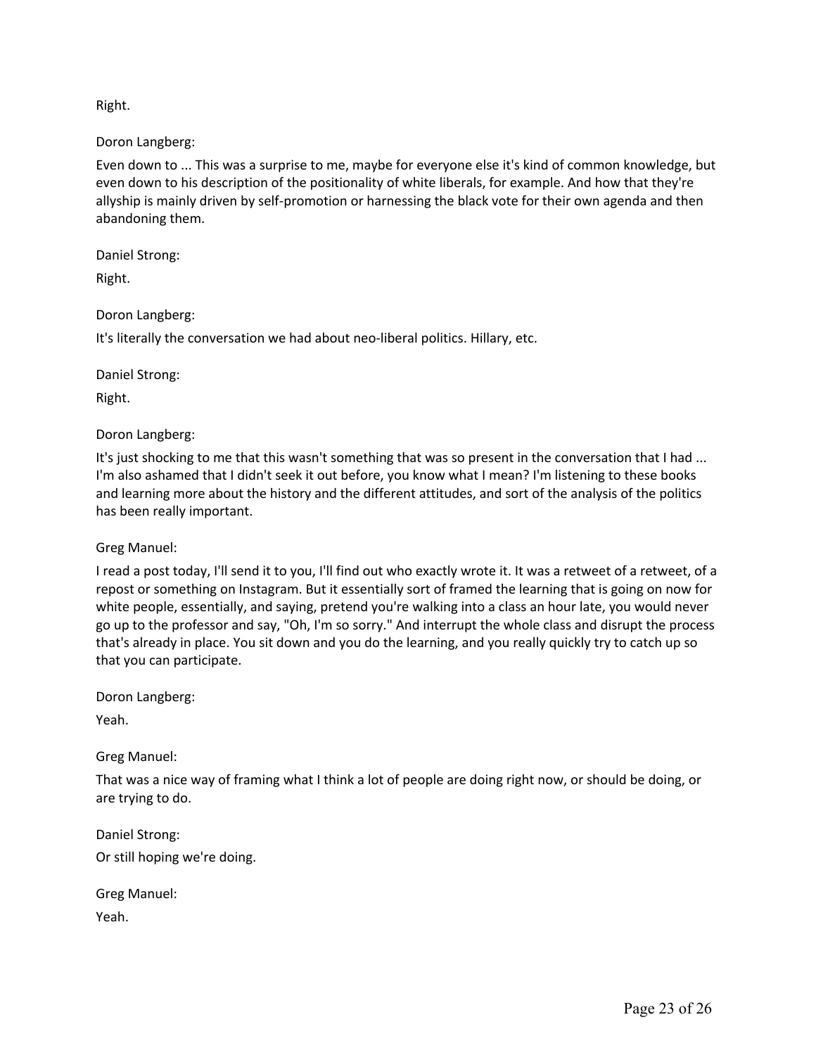Right.

Doron Langberg:

Even down to ... This was a surprise to me, maybe for everyone else it's kind of common knowledge, but even down to his description of the positionality of white liberals, for example. And how that they're allyship is mainly driven by self-promotion or harnessing the black vote for their own agenda and then abandoning them.

Daniel Strong:

Right.

Doron Langberg:

It's literally the conversation we had about neo-liberal politics. Hillary, etc.

Daniel Strong:

Right.

Doron Langberg:

It's just shocking to me that this wasn't something that was so present in the conversation that I had ... I'm also ashamed that I didn't seek it out before, you know what I mean? I'm listening to these books and learning more about the history and the different attitudes, and sort of the analysis of the politics has been really important.

Greg Manuel:

I read a post today, I'll send it to you, I'll find out who exactly wrote it. It was a retweet of a retweet, of a repost or something on Instagram. But it essentially sort of framed the learning that is going on now for white people, essentially, and saying, pretend you're walking into a class an hour late, you would never go up to the professor and say, "Oh, I'm so sorry." And interrupt the whole class and disrupt the process that's already in place. You sit down and you do the learning, and you really quickly try to catch up so that you can participate.

Doron Langberg:

Yeah.

Greg Manuel:

That was a nice way of framing what I think a lot of people are doing right now, or should be doing, or are trying to do.

Daniel Strong:

Or still hoping we're doing.

Greg Manuel:

Yeah.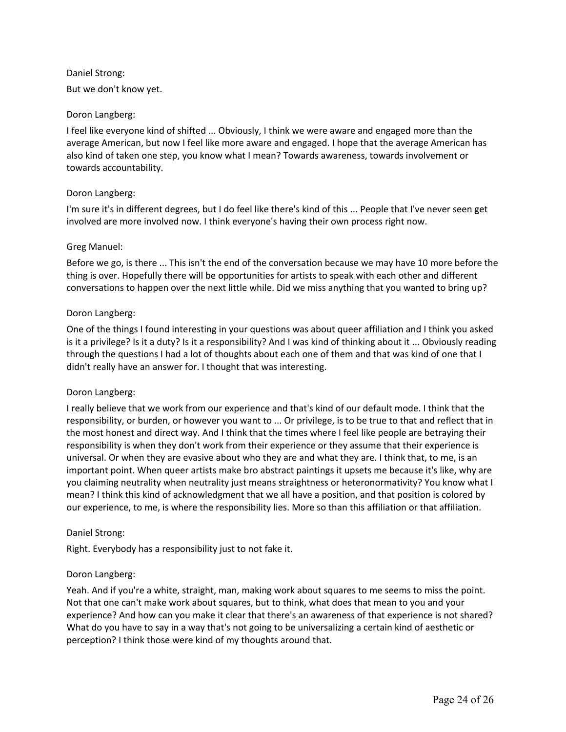Daniel Strong:

But we don't know yet.

Doron Langberg:

I feel like everyone kind of shifted ... Obviously, I think we were aware and engaged more than the average American, but now I feel like more aware and engaged. I hope that the average American has also kind of taken one step, you know what I mean? Towards awareness, towards involvement or towards accountability.

Doron Langberg:

I'm sure it's in different degrees, but I do feel like there's kind of this ... People that I've never seen get involved are more involved now. I think everyone's having their own process right now.

Greg Manuel:

Before we go, is there ... This isn't the end of the conversation because we may have 10 more before the thing is over. Hopefully there will be opportunities for artists to speak with each other and different conversations to happen over the next little while. Did we miss anything that you wanted to bring up?

Doron Langberg:

One of the things I found interesting in your questions was about queer affiliation and I think you asked is it a privilege? Is it a duty? Is it a responsibility? And I was kind of thinking about it ... Obviously reading through the questions I had a lot of thoughts about each one of them and that was kind of one that I didn't really have an answer for. I thought that was interesting.

Doron Langberg:

I really believe that we work from our experience and that's kind of our default mode. I think that the responsibility, or burden, or however you want to ... Or privilege, is to be true to that and reflect that in the most honest and direct way. And I think that the times where I feel like people are betraying their responsibility is when they don't work from their experience or they assume that their experience is universal. Or when they are evasive about who they are and what they are. I think that, to me, is an important point. When queer artists make bro abstract paintings it upsets me because it's like, why are you claiming neutrality when neutrality just means straightness or heteronormativity? You know what I mean? I think this kind of acknowledgment that we all have a position, and that position is colored by our experience, to me, is where the responsibility lies. More so than this affiliation or that affiliation.

Daniel Strong:

Right. Everybody has a responsibility just to not fake it.

Doron Langberg:

Yeah. And if you're a white, straight, man, making work about squares to me seems to miss the point. Not that one can't make work about squares, but to think, what does that mean to you and your experience? And how can you make it clear that there's an awareness of that experience is not shared? What do you have to say in a way that's not going to be universalizing a certain kind of aesthetic or perception? I think those were kind of my thoughts around that.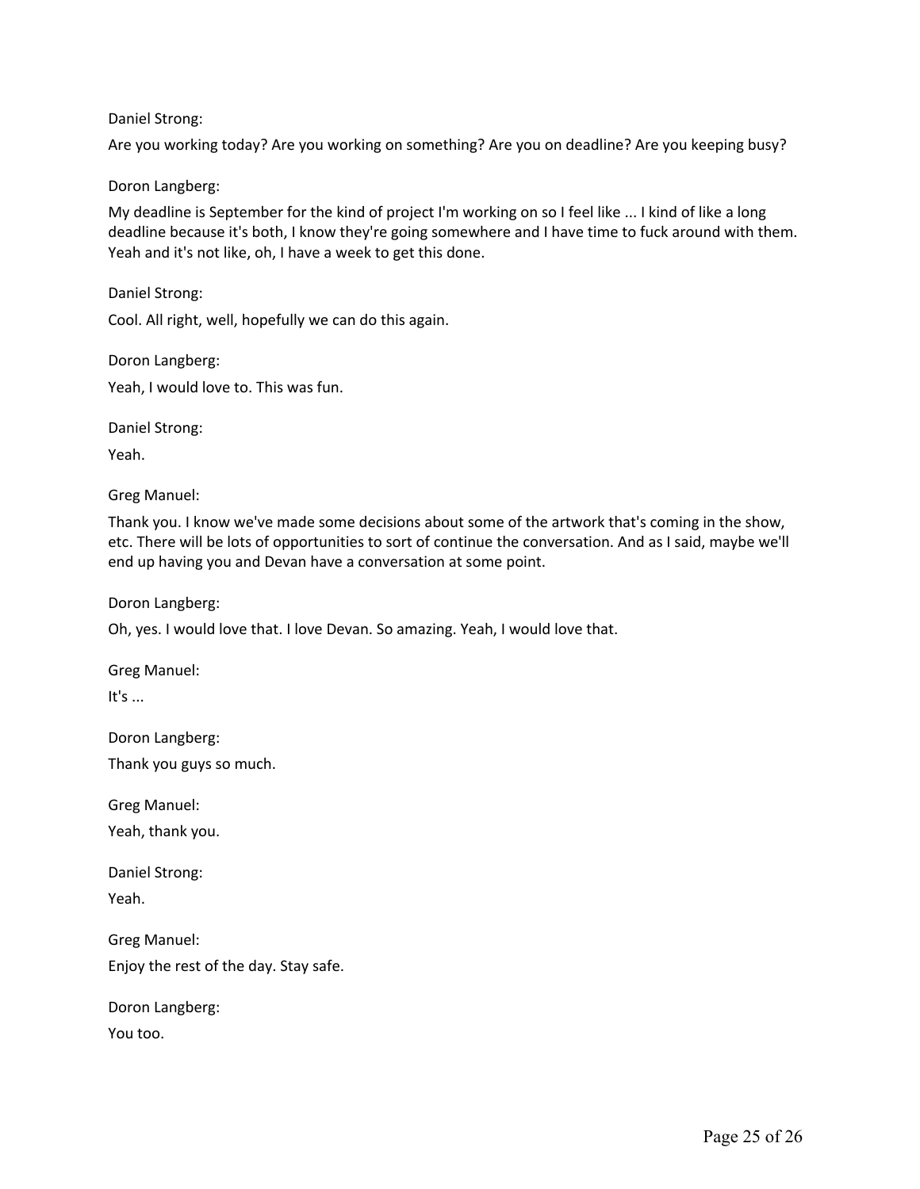Daniel Strong:

Are you working today? Are you working on something? Are you on deadline? Are you keeping busy?

Doron Langberg:

My deadline is September for the kind of project I'm working on so I feel like ... I kind of like a long deadline because it's both, I know they're going somewhere and I have time to fuck around with them. Yeah and it's not like, oh, I have a week to get this done.

Daniel Strong:

Cool. All right, well, hopefully we can do this again.

Doron Langberg:

Yeah, I would love to. This was fun.

Daniel Strong:

Yeah.

Greg Manuel:

Thank you. I know we've made some decisions about some of the artwork that's coming in the show, etc. There will be lots of opportunities to sort of continue the conversation. And as I said, maybe we'll end up having you and Devan have a conversation at some point.

Doron Langberg:

Oh, yes. I would love that. I love Devan. So amazing. Yeah, I would love that.

Greg Manuel:

It's ...

Doron Langberg:

Thank you guys so much.

Greg Manuel:

Yeah, thank you.

Daniel Strong:

Yeah.

Greg Manuel:

Enjoy the rest of the day. Stay safe.

Doron Langberg:

You too.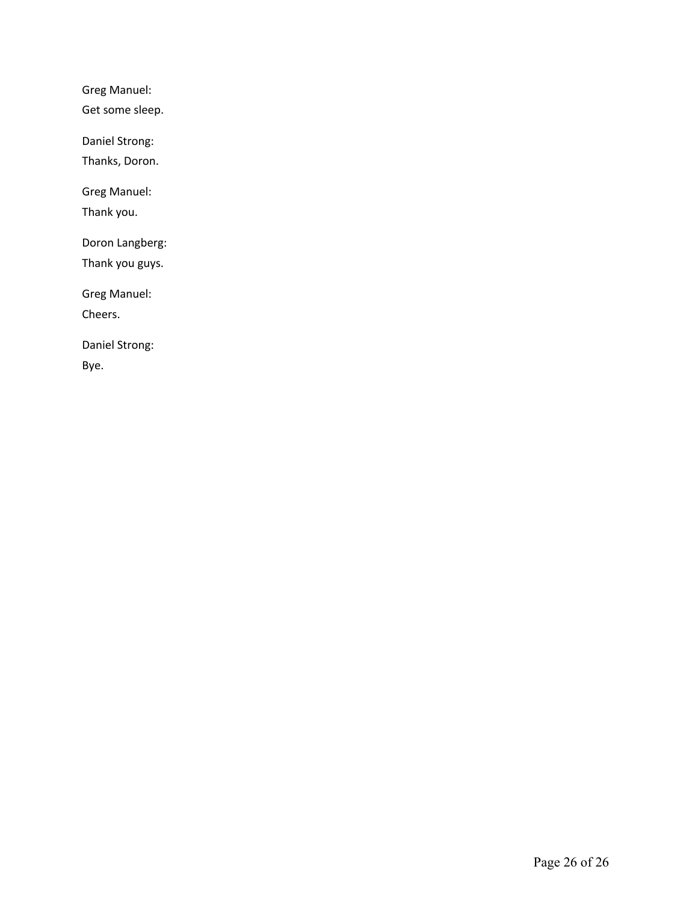Greg Manuel:
Get some sleep.

Daniel Strong:
Thanks, Doron.

Greg Manuel:
Thank you.

Doron Langberg:
Thank you guys.

Greg Manuel:
Cheers.

Daniel Strong:
Bye.